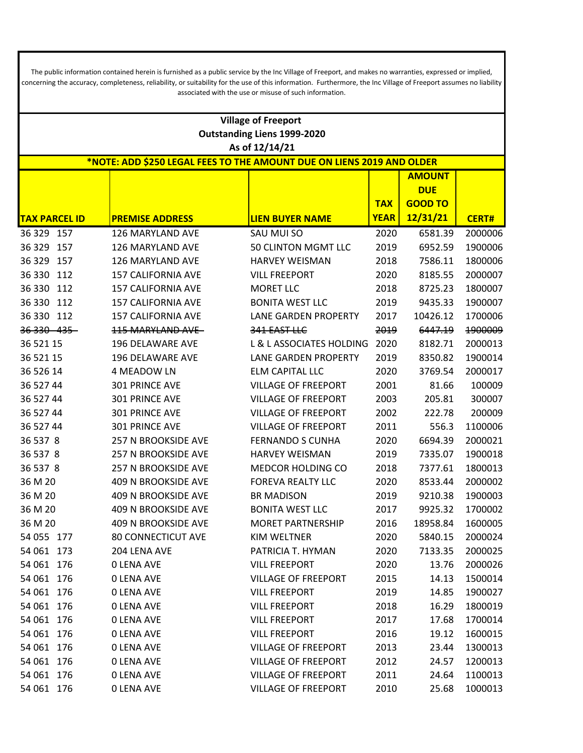The public information contained herein is furnished as a public service by the Inc Village of Freeport, and makes no warranties, expressed or implied, concerning the accuracy, completeness, reliability, or suitability for the use of this information. Furthermore, the Inc Village of Freeport assumes no liability associated with the use or misuse of such information.

**Village of Freeport**
**Outstanding Liens 1999-2020**
**As of 12/14/21**

***NOTE: ADD $250 LEGAL FEES TO THE AMOUNT DUE ON LIENS 2019 AND OLDER**

| TAX PARCEL ID | PREMISE ADDRESS | LIEN BUYER NAME | TAX YEAR | AMOUNT DUE GOOD TO 12/31/21 | CERT# |
|---|---|---|---|---|---|
| 36 329 157 | 126 MARYLAND AVE | SAU MUI SO | 2020 | 6581.39 | 2000006 |
| 36 329 157 | 126 MARYLAND AVE | 50 CLINTON MGMT LLC | 2019 | 6952.59 | 1900006 |
| 36 329 157 | 126 MARYLAND AVE | HARVEY WEISMAN | 2018 | 7586.11 | 1800006 |
| 36 330 112 | 157 CALIFORNIA AVE | VILL FREEPORT | 2020 | 8185.55 | 2000007 |
| 36 330 112 | 157 CALIFORNIA AVE | MORET LLC | 2018 | 8725.23 | 1800007 |
| 36 330 112 | 157 CALIFORNIA AVE | BONITA WEST LLC | 2019 | 9435.33 | 1900007 |
| 36 330 112 | 157 CALIFORNIA AVE | LANE GARDEN PROPERTY | 2017 | 10426.12 | 1700006 |
| ~~36 330 435~~ | ~~115 MARYLAND AVE~~ | ~~341 EAST LLC~~ | ~~2019~~ | ~~6447.19~~ | ~~1900009~~ |
| 36 521 15 | 196 DELAWARE AVE | L & L ASSOCIATES HOLDING | 2020 | 8182.71 | 2000013 |
| 36 521 15 | 196 DELAWARE AVE | LANE GARDEN PROPERTY | 2019 | 8350.82 | 1900014 |
| 36 526 14 | 4 MEADOW LN | ELM CAPITAL LLC | 2020 | 3769.54 | 2000017 |
| 36 527 44 | 301 PRINCE AVE | VILLAGE OF FREEPORT | 2001 | 81.66 | 100009 |
| 36 527 44 | 301 PRINCE AVE | VILLAGE OF FREEPORT | 2003 | 205.81 | 300007 |
| 36 527 44 | 301 PRINCE AVE | VILLAGE OF FREEPORT | 2002 | 222.78 | 200009 |
| 36 527 44 | 301 PRINCE AVE | VILLAGE OF FREEPORT | 2011 | 556.3 | 1100006 |
| 36 537 8 | 257 N BROOKSIDE AVE | FERNANDO S CUNHA | 2020 | 6694.39 | 2000021 |
| 36 537 8 | 257 N BROOKSIDE AVE | HARVEY WEISMAN | 2019 | 7335.07 | 1900018 |
| 36 537 8 | 257 N BROOKSIDE AVE | MEDCOR HOLDING CO | 2018 | 7377.61 | 1800013 |
| 36 M 20 | 409 N BROOKSIDE AVE | FOREVA REALTY LLC | 2020 | 8533.44 | 2000002 |
| 36 M 20 | 409 N BROOKSIDE AVE | BR MADISON | 2019 | 9210.38 | 1900003 |
| 36 M 20 | 409 N BROOKSIDE AVE | BONITA WEST LLC | 2017 | 9925.32 | 1700002 |
| 36 M 20 | 409 N BROOKSIDE AVE | MORET PARTNERSHIP | 2016 | 18958.84 | 1600005 |
| 54 055 177 | 80 CONNECTICUT AVE | KIM WELTNER | 2020 | 5840.15 | 2000024 |
| 54 061 173 | 204 LENA AVE | PATRICIA T. HYMAN | 2020 | 7133.35 | 2000025 |
| 54 061 176 | 0 LENA AVE | VILL FREEPORT | 2020 | 13.76 | 2000026 |
| 54 061 176 | 0 LENA AVE | VILLAGE OF FREEPORT | 2015 | 14.13 | 1500014 |
| 54 061 176 | 0 LENA AVE | VILL FREEPORT | 2019 | 14.85 | 1900027 |
| 54 061 176 | 0 LENA AVE | VILL FREEPORT | 2018 | 16.29 | 1800019 |
| 54 061 176 | 0 LENA AVE | VILL FREEPORT | 2017 | 17.68 | 1700014 |
| 54 061 176 | 0 LENA AVE | VILL FREEPORT | 2016 | 19.12 | 1600015 |
| 54 061 176 | 0 LENA AVE | VILLAGE OF FREEPORT | 2013 | 23.44 | 1300013 |
| 54 061 176 | 0 LENA AVE | VILLAGE OF FREEPORT | 2012 | 24.57 | 1200013 |
| 54 061 176 | 0 LENA AVE | VILLAGE OF FREEPORT | 2011 | 24.64 | 1100013 |
| 54 061 176 | 0 LENA AVE | VILLAGE OF FREEPORT | 2010 | 25.68 | 1000013 |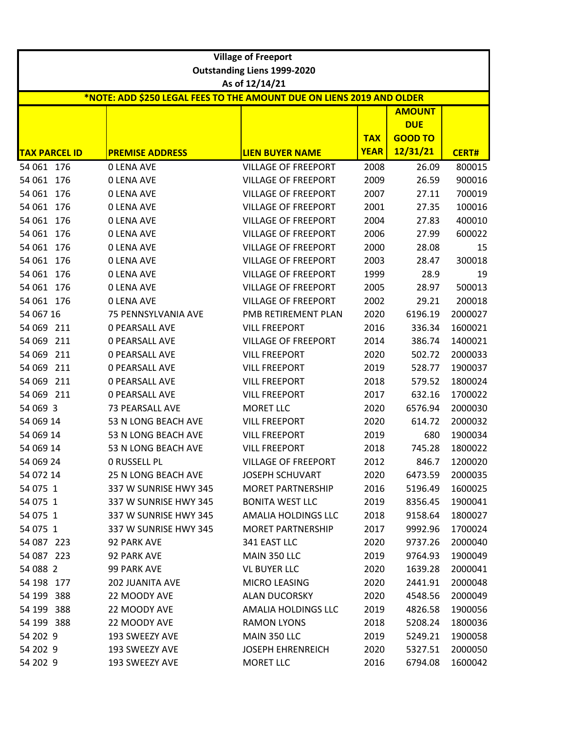| Village of Freeport | | | | | |
|---|---|---|---|---|---|
| Outstanding Liens 1999-2020 | | | | | |
| As of 12/14/21 | | | | | |
| *NOTE: ADD $250 LEGAL FEES TO THE AMOUNT DUE ON LIENS 2019 AND OLDER | | | | | |
| **TAX PARCEL ID** | **PREMISE ADDRESS** | **LIEN BUYER NAME** | **TAX YEAR** | **AMOUNT DUE GOOD TO 12/31/21** | **CERT#** |
| 54 061 176 | 0 LENA AVE | VILLAGE OF FREEPORT | 2008 | 26.09 | 800015 |
| 54 061 176 | 0 LENA AVE | VILLAGE OF FREEPORT | 2009 | 26.59 | 900016 |
| 54 061 176 | 0 LENA AVE | VILLAGE OF FREEPORT | 2007 | 27.11 | 700019 |
| 54 061 176 | 0 LENA AVE | VILLAGE OF FREEPORT | 2001 | 27.35 | 100016 |
| 54 061 176 | 0 LENA AVE | VILLAGE OF FREEPORT | 2004 | 27.83 | 400010 |
| 54 061 176 | 0 LENA AVE | VILLAGE OF FREEPORT | 2006 | 27.99 | 600022 |
| 54 061 176 | 0 LENA AVE | VILLAGE OF FREEPORT | 2000 | 28.08 | 15 |
| 54 061 176 | 0 LENA AVE | VILLAGE OF FREEPORT | 2003 | 28.47 | 300018 |
| 54 061 176 | 0 LENA AVE | VILLAGE OF FREEPORT | 1999 | 28.9 | 19 |
| 54 061 176 | 0 LENA AVE | VILLAGE OF FREEPORT | 2005 | 28.97 | 500013 |
| 54 061 176 | 0 LENA AVE | VILLAGE OF FREEPORT | 2002 | 29.21 | 200018 |
| 54 067 16 | 75 PENNSYLVANIA AVE | PMB RETIREMENT PLAN | 2020 | 6196.19 | 2000027 |
| 54 069 211 | 0 PEARSALL AVE | VILL FREEPORT | 2016 | 336.34 | 1600021 |
| 54 069 211 | 0 PEARSALL AVE | VILLAGE OF FREEPORT | 2014 | 386.74 | 1400021 |
| 54 069 211 | 0 PEARSALL AVE | VILL FREEPORT | 2020 | 502.72 | 2000033 |
| 54 069 211 | 0 PEARSALL AVE | VILL FREEPORT | 2019 | 528.77 | 1900037 |
| 54 069 211 | 0 PEARSALL AVE | VILL FREEPORT | 2018 | 579.52 | 1800024 |
| 54 069 211 | 0 PEARSALL AVE | VILL FREEPORT | 2017 | 632.16 | 1700022 |
| 54 069 3 | 73 PEARSALL AVE | MORET LLC | 2020 | 6576.94 | 2000030 |
| 54 069 14 | 53 N LONG BEACH AVE | VILL FREEPORT | 2020 | 614.72 | 2000032 |
| 54 069 14 | 53 N LONG BEACH AVE | VILL FREEPORT | 2019 | 680 | 1900034 |
| 54 069 14 | 53 N LONG BEACH AVE | VILL FREEPORT | 2018 | 745.28 | 1800022 |
| 54 069 24 | 0 RUSSELL PL | VILLAGE OF FREEPORT | 2012 | 846.7 | 1200020 |
| 54 072 14 | 25 N LONG BEACH AVE | JOSEPH SCHUVART | 2020 | 6473.59 | 2000035 |
| 54 075 1 | 337 W SUNRISE HWY 345 | MORET PARTNERSHIP | 2016 | 5196.49 | 1600025 |
| 54 075 1 | 337 W SUNRISE HWY 345 | BONITA WEST LLC | 2019 | 8356.45 | 1900041 |
| 54 075 1 | 337 W SUNRISE HWY 345 | AMALIA HOLDINGS LLC | 2018 | 9158.64 | 1800027 |
| 54 075 1 | 337 W SUNRISE HWY 345 | MORET PARTNERSHIP | 2017 | 9992.96 | 1700024 |
| 54 087 223 | 92 PARK AVE | 341 EAST LLC | 2020 | 9737.26 | 2000040 |
| 54 087 223 | 92 PARK AVE | MAIN 350 LLC | 2019 | 9764.93 | 1900049 |
| 54 088 2 | 99 PARK AVE | VL BUYER LLC | 2020 | 1639.28 | 2000041 |
| 54 198 177 | 202 JUANITA AVE | MICRO LEASING | 2020 | 2441.91 | 2000048 |
| 54 199 388 | 22 MOODY AVE | ALAN DUCORSKY | 2020 | 4548.56 | 2000049 |
| 54 199 388 | 22 MOODY AVE | AMALIA HOLDINGS LLC | 2019 | 4826.58 | 1900056 |
| 54 199 388 | 22 MOODY AVE | RAMON LYONS | 2018 | 5208.24 | 1800036 |
| 54 202 9 | 193 SWEEZY AVE | MAIN 350 LLC | 2019 | 5249.21 | 1900058 |
| 54 202 9 | 193 SWEEZY AVE | JOSEPH EHRENREICH | 2020 | 5327.51 | 2000050 |
| 54 202 9 | 193 SWEEZY AVE | MORET LLC | 2016 | 6794.08 | 1600042 |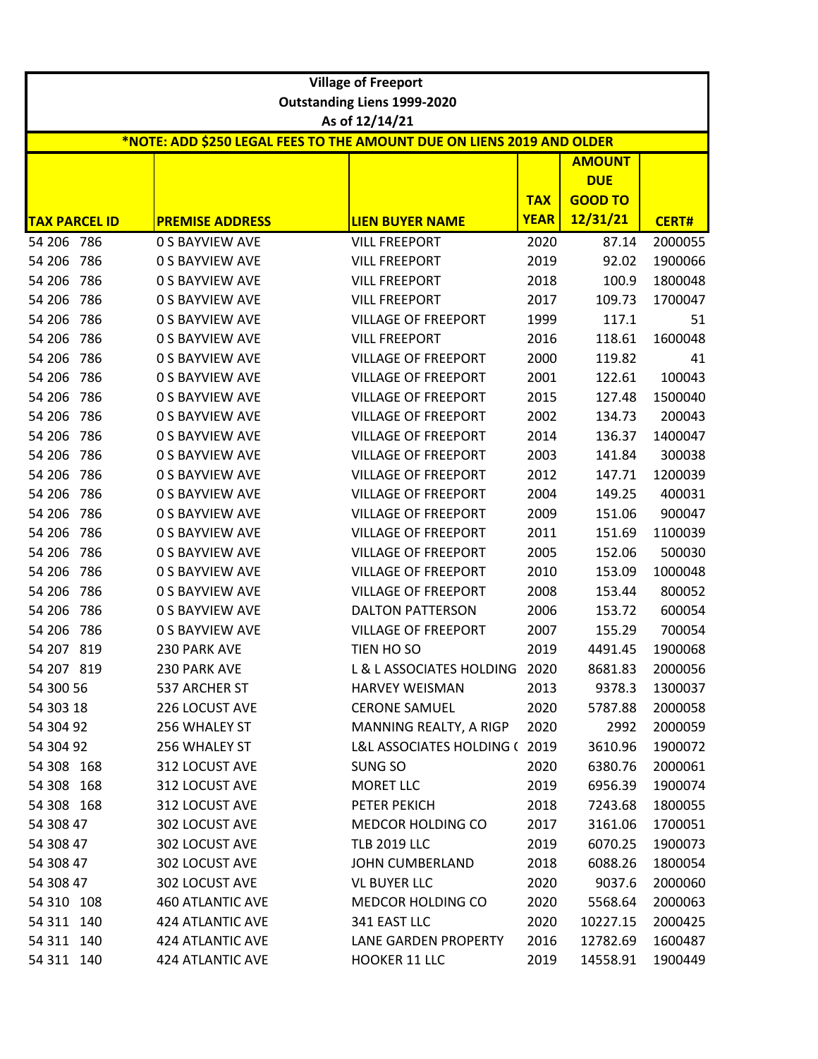| Village of Freeport | | | | | |
|---|---|---|---|---|---|
| Outstanding Liens 1999-2020 | | | | | |
| As of 12/14/21 | | | | | |
| *NOTE: ADD $250 LEGAL FEES TO THE AMOUNT DUE ON LIENS 2019 AND OLDER | | | | | |
| **TAX PARCEL ID** | **PREMISE ADDRESS** | **LIEN BUYER NAME** | **TAX YEAR** | **AMOUNT DUE GOOD TO 12/31/21** | **CERT#** |
| 54 206 786 | 0 S BAYVIEW AVE | VILL FREEPORT | 2020 | 87.14 | 2000055 |
| 54 206 786 | 0 S BAYVIEW AVE | VILL FREEPORT | 2019 | 92.02 | 1900066 |
| 54 206 786 | 0 S BAYVIEW AVE | VILL FREEPORT | 2018 | 100.9 | 1800048 |
| 54 206 786 | 0 S BAYVIEW AVE | VILL FREEPORT | 2017 | 109.73 | 1700047 |
| 54 206 786 | 0 S BAYVIEW AVE | VILLAGE OF FREEPORT | 1999 | 117.1 | 51 |
| 54 206 786 | 0 S BAYVIEW AVE | VILL FREEPORT | 2016 | 118.61 | 1600048 |
| 54 206 786 | 0 S BAYVIEW AVE | VILLAGE OF FREEPORT | 2000 | 119.82 | 41 |
| 54 206 786 | 0 S BAYVIEW AVE | VILLAGE OF FREEPORT | 2001 | 122.61 | 100043 |
| 54 206 786 | 0 S BAYVIEW AVE | VILLAGE OF FREEPORT | 2015 | 127.48 | 1500040 |
| 54 206 786 | 0 S BAYVIEW AVE | VILLAGE OF FREEPORT | 2002 | 134.73 | 200043 |
| 54 206 786 | 0 S BAYVIEW AVE | VILLAGE OF FREEPORT | 2014 | 136.37 | 1400047 |
| 54 206 786 | 0 S BAYVIEW AVE | VILLAGE OF FREEPORT | 2003 | 141.84 | 300038 |
| 54 206 786 | 0 S BAYVIEW AVE | VILLAGE OF FREEPORT | 2012 | 147.71 | 1200039 |
| 54 206 786 | 0 S BAYVIEW AVE | VILLAGE OF FREEPORT | 2004 | 149.25 | 400031 |
| 54 206 786 | 0 S BAYVIEW AVE | VILLAGE OF FREEPORT | 2009 | 151.06 | 900047 |
| 54 206 786 | 0 S BAYVIEW AVE | VILLAGE OF FREEPORT | 2011 | 151.69 | 1100039 |
| 54 206 786 | 0 S BAYVIEW AVE | VILLAGE OF FREEPORT | 2005 | 152.06 | 500030 |
| 54 206 786 | 0 S BAYVIEW AVE | VILLAGE OF FREEPORT | 2010 | 153.09 | 1000048 |
| 54 206 786 | 0 S BAYVIEW AVE | VILLAGE OF FREEPORT | 2008 | 153.44 | 800052 |
| 54 206 786 | 0 S BAYVIEW AVE | DALTON PATTERSON | 2006 | 153.72 | 600054 |
| 54 206 786 | 0 S BAYVIEW AVE | VILLAGE OF FREEPORT | 2007 | 155.29 | 700054 |
| 54 207 819 | 230 PARK AVE | TIEN HO SO | 2019 | 4491.45 | 1900068 |
| 54 207 819 | 230 PARK AVE | L & L ASSOCIATES HOLDING | 2020 | 8681.83 | 2000056 |
| 54 300 56 | 537 ARCHER ST | HARVEY WEISMAN | 2013 | 9378.3 | 1300037 |
| 54 303 18 | 226 LOCUST AVE | CERONE SAMUEL | 2020 | 5787.88 | 2000058 |
| 54 304 92 | 256 WHALEY ST | MANNING REALTY, A RIGP | 2020 | 2992 | 2000059 |
| 54 304 92 | 256 WHALEY ST | L&L ASSOCIATES HOLDING ( | 2019 | 3610.96 | 1900072 |
| 54 308 168 | 312 LOCUST AVE | SUNG SO | 2020 | 6380.76 | 2000061 |
| 54 308 168 | 312 LOCUST AVE | MORET LLC | 2019 | 6956.39 | 1900074 |
| 54 308 168 | 312 LOCUST AVE | PETER PEKICH | 2018 | 7243.68 | 1800055 |
| 54 308 47 | 302 LOCUST AVE | MEDCOR HOLDING CO | 2017 | 3161.06 | 1700051 |
| 54 308 47 | 302 LOCUST AVE | TLB 2019 LLC | 2019 | 6070.25 | 1900073 |
| 54 308 47 | 302 LOCUST AVE | JOHN CUMBERLAND | 2018 | 6088.26 | 1800054 |
| 54 308 47 | 302 LOCUST AVE | VL BUYER LLC | 2020 | 9037.6 | 2000060 |
| 54 310 108 | 460 ATLANTIC AVE | MEDCOR HOLDING CO | 2020 | 5568.64 | 2000063 |
| 54 311 140 | 424 ATLANTIC AVE | 341 EAST LLC | 2020 | 10227.15 | 2000425 |
| 54 311 140 | 424 ATLANTIC AVE | LANE GARDEN PROPERTY | 2016 | 12782.69 | 1600487 |
| 54 311 140 | 424 ATLANTIC AVE | HOOKER 11 LLC | 2019 | 14558.91 | 1900449 |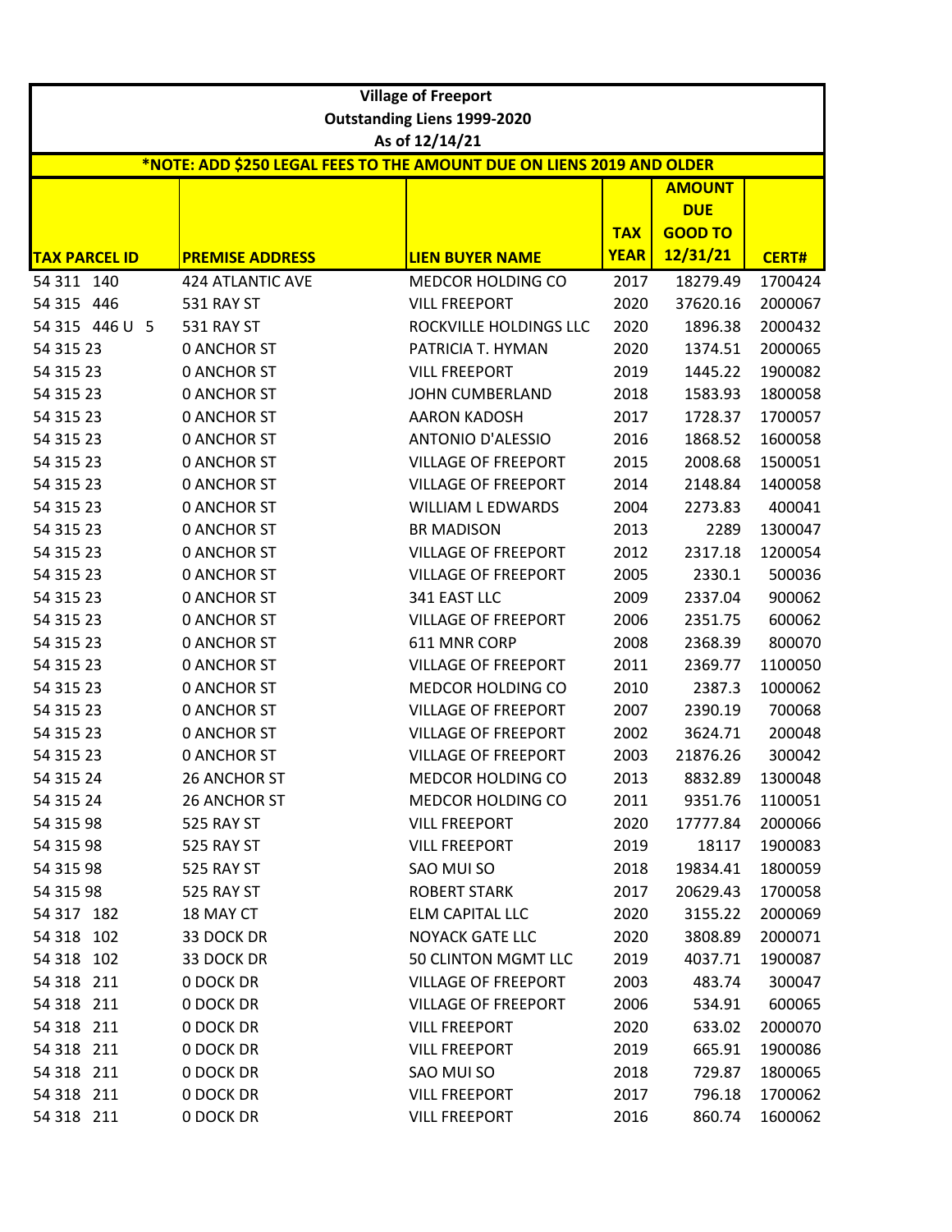| Village of Freeport | | | | | |
|---|---|---|---|---|---|
| Outstanding Liens 1999-2020 | | | | | |
| As of 12/14/21 | | | | | |
| *NOTE: ADD $250 LEGAL FEES TO THE AMOUNT DUE ON LIENS 2019 AND OLDER | | | | | |
| **TAX PARCEL ID** | **PREMISE ADDRESS** | **LIEN BUYER NAME** | **TAX YEAR** | **AMOUNT DUE GOOD TO 12/31/21** | **CERT#** |
| 54 311 140 | 424 ATLANTIC AVE | MEDCOR HOLDING CO | 2017 | 18279.49 | 1700424 |
| 54 315 446 | 531 RAY ST | VILL FREEPORT | 2020 | 37620.16 | 2000067 |
| 54 315 446 U 5 | 531 RAY ST | ROCKVILLE HOLDINGS LLC | 2020 | 1896.38 | 2000432 |
| 54 315 23 | 0 ANCHOR ST | PATRICIA T. HYMAN | 2020 | 1374.51 | 2000065 |
| 54 315 23 | 0 ANCHOR ST | VILL FREEPORT | 2019 | 1445.22 | 1900082 |
| 54 315 23 | 0 ANCHOR ST | JOHN CUMBERLAND | 2018 | 1583.93 | 1800058 |
| 54 315 23 | 0 ANCHOR ST | AARON KADOSH | 2017 | 1728.37 | 1700057 |
| 54 315 23 | 0 ANCHOR ST | ANTONIO D'ALESSIO | 2016 | 1868.52 | 1600058 |
| 54 315 23 | 0 ANCHOR ST | VILLAGE OF FREEPORT | 2015 | 2008.68 | 1500051 |
| 54 315 23 | 0 ANCHOR ST | VILLAGE OF FREEPORT | 2014 | 2148.84 | 1400058 |
| 54 315 23 | 0 ANCHOR ST | WILLIAM L EDWARDS | 2004 | 2273.83 | 400041 |
| 54 315 23 | 0 ANCHOR ST | BR MADISON | 2013 | 2289 | 1300047 |
| 54 315 23 | 0 ANCHOR ST | VILLAGE OF FREEPORT | 2012 | 2317.18 | 1200054 |
| 54 315 23 | 0 ANCHOR ST | VILLAGE OF FREEPORT | 2005 | 2330.1 | 500036 |
| 54 315 23 | 0 ANCHOR ST | 341 EAST LLC | 2009 | 2337.04 | 900062 |
| 54 315 23 | 0 ANCHOR ST | VILLAGE OF FREEPORT | 2006 | 2351.75 | 600062 |
| 54 315 23 | 0 ANCHOR ST | 611 MNR CORP | 2008 | 2368.39 | 800070 |
| 54 315 23 | 0 ANCHOR ST | VILLAGE OF FREEPORT | 2011 | 2369.77 | 1100050 |
| 54 315 23 | 0 ANCHOR ST | MEDCOR HOLDING CO | 2010 | 2387.3 | 1000062 |
| 54 315 23 | 0 ANCHOR ST | VILLAGE OF FREEPORT | 2007 | 2390.19 | 700068 |
| 54 315 23 | 0 ANCHOR ST | VILLAGE OF FREEPORT | 2002 | 3624.71 | 200048 |
| 54 315 23 | 0 ANCHOR ST | VILLAGE OF FREEPORT | 2003 | 21876.26 | 300042 |
| 54 315 24 | 26 ANCHOR ST | MEDCOR HOLDING CO | 2013 | 8832.89 | 1300048 |
| 54 315 24 | 26 ANCHOR ST | MEDCOR HOLDING CO | 2011 | 9351.76 | 1100051 |
| 54 315 98 | 525 RAY ST | VILL FREEPORT | 2020 | 17777.84 | 2000066 |
| 54 315 98 | 525 RAY ST | VILL FREEPORT | 2019 | 18117 | 1900083 |
| 54 315 98 | 525 RAY ST | SAO MUI SO | 2018 | 19834.41 | 1800059 |
| 54 315 98 | 525 RAY ST | ROBERT STARK | 2017 | 20629.43 | 1700058 |
| 54 317 182 | 18 MAY CT | ELM CAPITAL LLC | 2020 | 3155.22 | 2000069 |
| 54 318 102 | 33 DOCK DR | NOYACK GATE LLC | 2020 | 3808.89 | 2000071 |
| 54 318 102 | 33 DOCK DR | 50 CLINTON MGMT LLC | 2019 | 4037.71 | 1900087 |
| 54 318 211 | 0 DOCK DR | VILLAGE OF FREEPORT | 2003 | 483.74 | 300047 |
| 54 318 211 | 0 DOCK DR | VILLAGE OF FREEPORT | 2006 | 534.91 | 600065 |
| 54 318 211 | 0 DOCK DR | VILL FREEPORT | 2020 | 633.02 | 2000070 |
| 54 318 211 | 0 DOCK DR | VILL FREEPORT | 2019 | 665.91 | 1900086 |
| 54 318 211 | 0 DOCK DR | SAO MUI SO | 2018 | 729.87 | 1800065 |
| 54 318 211 | 0 DOCK DR | VILL FREEPORT | 2017 | 796.18 | 1700062 |
| 54 318 211 | 0 DOCK DR | VILL FREEPORT | 2016 | 860.74 | 1600062 |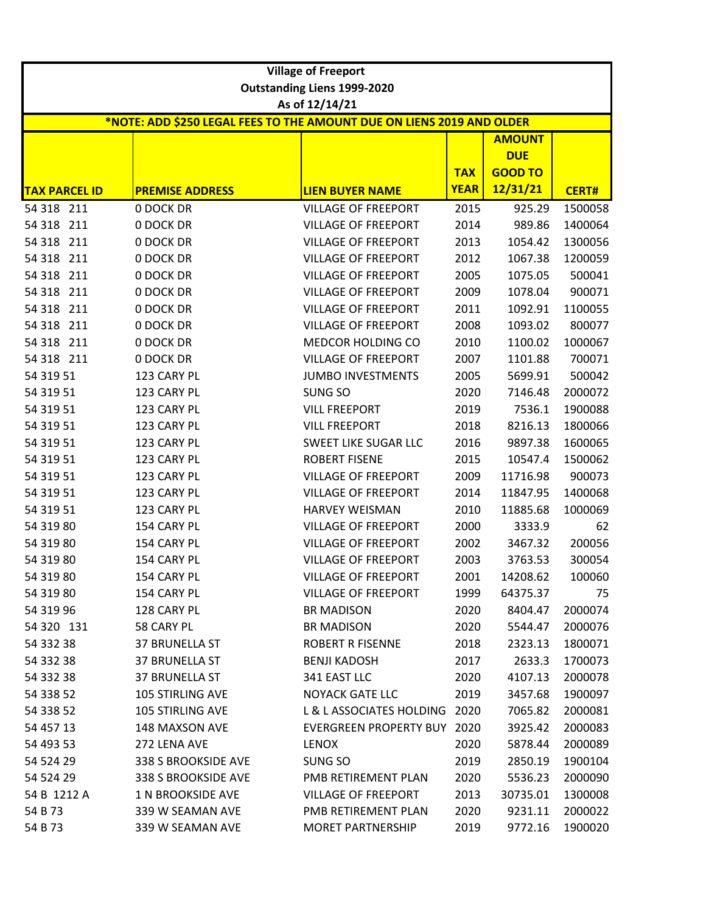**Village of Freeport**
**Outstanding Liens 1999-2020**
**As of 12/14/21**

***NOTE: ADD $250 LEGAL FEES TO THE AMOUNT DUE ON LIENS 2019 AND OLDER**

| TAX PARCEL ID | PREMISE ADDRESS | LIEN BUYER NAME | TAX YEAR | AMOUNT DUE GOOD TO 12/31/21 | CERT# |
|---|---|---|---|---|---|
| 54 318 211 | 0 DOCK DR | VILLAGE OF FREEPORT | 2015 | 925.29 | 1500058 |
| 54 318 211 | 0 DOCK DR | VILLAGE OF FREEPORT | 2014 | 989.86 | 1400064 |
| 54 318 211 | 0 DOCK DR | VILLAGE OF FREEPORT | 2013 | 1054.42 | 1300056 |
| 54 318 211 | 0 DOCK DR | VILLAGE OF FREEPORT | 2012 | 1067.38 | 1200059 |
| 54 318 211 | 0 DOCK DR | VILLAGE OF FREEPORT | 2005 | 1075.05 | 500041 |
| 54 318 211 | 0 DOCK DR | VILLAGE OF FREEPORT | 2009 | 1078.04 | 900071 |
| 54 318 211 | 0 DOCK DR | VILLAGE OF FREEPORT | 2011 | 1092.91 | 1100055 |
| 54 318 211 | 0 DOCK DR | VILLAGE OF FREEPORT | 2008 | 1093.02 | 800077 |
| 54 318 211 | 0 DOCK DR | MEDCOR HOLDING CO | 2010 | 1100.02 | 1000067 |
| 54 318 211 | 0 DOCK DR | VILLAGE OF FREEPORT | 2007 | 1101.88 | 700071 |
| 54 319 51 | 123 CARY PL | JUMBO INVESTMENTS | 2005 | 5699.91 | 500042 |
| 54 319 51 | 123 CARY PL | SUNG SO | 2020 | 7146.48 | 2000072 |
| 54 319 51 | 123 CARY PL | VILL FREEPORT | 2019 | 7536.1 | 1900088 |
| 54 319 51 | 123 CARY PL | VILL FREEPORT | 2018 | 8216.13 | 1800066 |
| 54 319 51 | 123 CARY PL | SWEET LIKE SUGAR LLC | 2016 | 9897.38 | 1600065 |
| 54 319 51 | 123 CARY PL | ROBERT FISENE | 2015 | 10547.4 | 1500062 |
| 54 319 51 | 123 CARY PL | VILLAGE OF FREEPORT | 2009 | 11716.98 | 900073 |
| 54 319 51 | 123 CARY PL | VILLAGE OF FREEPORT | 2014 | 11847.95 | 1400068 |
| 54 319 51 | 123 CARY PL | HARVEY WEISMAN | 2010 | 11885.68 | 1000069 |
| 54 319 80 | 154 CARY PL | VILLAGE OF FREEPORT | 2000 | 3333.9 | 62 |
| 54 319 80 | 154 CARY PL | VILLAGE OF FREEPORT | 2002 | 3467.32 | 200056 |
| 54 319 80 | 154 CARY PL | VILLAGE OF FREEPORT | 2003 | 3763.53 | 300054 |
| 54 319 80 | 154 CARY PL | VILLAGE OF FREEPORT | 2001 | 14208.62 | 100060 |
| 54 319 80 | 154 CARY PL | VILLAGE OF FREEPORT | 1999 | 64375.37 | 75 |
| 54 319 96 | 128 CARY PL | BR MADISON | 2020 | 8404.47 | 2000074 |
| 54 320 131 | 58 CARY PL | BR MADISON | 2020 | 5544.47 | 2000076 |
| 54 332 38 | 37 BRUNELLA ST | ROBERT R FISENNE | 2018 | 2323.13 | 1800071 |
| 54 332 38 | 37 BRUNELLA ST | BENJI KADOSH | 2017 | 2633.3 | 1700073 |
| 54 332 38 | 37 BRUNELLA ST | 341 EAST LLC | 2020 | 4107.13 | 2000078 |
| 54 338 52 | 105 STIRLING AVE | NOYACK GATE LLC | 2019 | 3457.68 | 1900097 |
| 54 338 52 | 105 STIRLING AVE | L & L ASSOCIATES HOLDING | 2020 | 7065.82 | 2000081 |
| 54 457 13 | 148 MAXSON AVE | EVERGREEN PROPERTY BUY | 2020 | 3925.42 | 2000083 |
| 54 493 53 | 272 LENA AVE | LENOX | 2020 | 5878.44 | 2000089 |
| 54 524 29 | 338 S BROOKSIDE AVE | SUNG SO | 2019 | 2850.19 | 1900104 |
| 54 524 29 | 338 S BROOKSIDE AVE | PMB RETIREMENT PLAN | 2020 | 5536.23 | 2000090 |
| 54 B 1212 A | 1 N BROOKSIDE AVE | VILLAGE OF FREEPORT | 2013 | 30735.01 | 1300008 |
| 54 B 73 | 339 W SEAMAN AVE | PMB RETIREMENT PLAN | 2020 | 9231.11 | 2000022 |
| 54 B 73 | 339 W SEAMAN AVE | MORET PARTNERSHIP | 2019 | 9772.16 | 1900020 |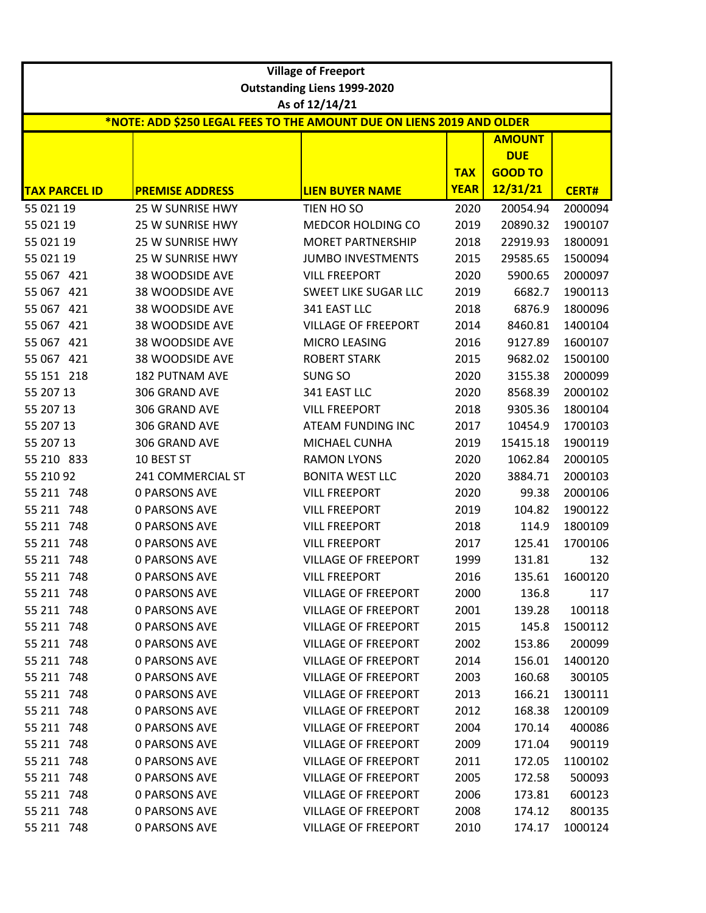# Village of Freeport

## Outstanding Liens 1999-2020

### As of 12/14/21

**\*NOTE: ADD $250 LEGAL FEES TO THE AMOUNT DUE ON LIENS 2019 AND OLDER**

| TAX PARCEL ID | PREMISE ADDRESS | LIEN BUYER NAME | TAX YEAR | AMOUNT DUE GOOD TO 12/31/21 | CERT# |
|---|---|---|---|---|---|
| 55 021 19 | 25 W SUNRISE HWY | TIEN HO SO | 2020 | 20054.94 | 2000094 |
| 55 021 19 | 25 W SUNRISE HWY | MEDCOR HOLDING CO | 2019 | 20890.32 | 1900107 |
| 55 021 19 | 25 W SUNRISE HWY | MORET PARTNERSHIP | 2018 | 22919.93 | 1800091 |
| 55 021 19 | 25 W SUNRISE HWY | JUMBO INVESTMENTS | 2015 | 29585.65 | 1500094 |
| 55 067 421 | 38 WOODSIDE AVE | VILL FREEPORT | 2020 | 5900.65 | 2000097 |
| 55 067 421 | 38 WOODSIDE AVE | SWEET LIKE SUGAR LLC | 2019 | 6682.7 | 1900113 |
| 55 067 421 | 38 WOODSIDE AVE | 341 EAST LLC | 2018 | 6876.9 | 1800096 |
| 55 067 421 | 38 WOODSIDE AVE | VILLAGE OF FREEPORT | 2014 | 8460.81 | 1400104 |
| 55 067 421 | 38 WOODSIDE AVE | MICRO LEASING | 2016 | 9127.89 | 1600107 |
| 55 067 421 | 38 WOODSIDE AVE | ROBERT STARK | 2015 | 9682.02 | 1500100 |
| 55 151 218 | 182 PUTNAM AVE | SUNG SO | 2020 | 3155.38 | 2000099 |
| 55 207 13 | 306 GRAND AVE | 341 EAST LLC | 2020 | 8568.39 | 2000102 |
| 55 207 13 | 306 GRAND AVE | VILL FREEPORT | 2018 | 9305.36 | 1800104 |
| 55 207 13 | 306 GRAND AVE | ATEAM FUNDING INC | 2017 | 10454.9 | 1700103 |
| 55 207 13 | 306 GRAND AVE | MICHAEL CUNHA | 2019 | 15415.18 | 1900119 |
| 55 210 833 | 10 BEST ST | RAMON LYONS | 2020 | 1062.84 | 2000105 |
| 55 210 92 | 241 COMMERCIAL ST | BONITA WEST LLC | 2020 | 3884.71 | 2000103 |
| 55 211 748 | 0 PARSONS AVE | VILL FREEPORT | 2020 | 99.38 | 2000106 |
| 55 211 748 | 0 PARSONS AVE | VILL FREEPORT | 2019 | 104.82 | 1900122 |
| 55 211 748 | 0 PARSONS AVE | VILL FREEPORT | 2018 | 114.9 | 1800109 |
| 55 211 748 | 0 PARSONS AVE | VILL FREEPORT | 2017 | 125.41 | 1700106 |
| 55 211 748 | 0 PARSONS AVE | VILLAGE OF FREEPORT | 1999 | 131.81 | 132 |
| 55 211 748 | 0 PARSONS AVE | VILL FREEPORT | 2016 | 135.61 | 1600120 |
| 55 211 748 | 0 PARSONS AVE | VILLAGE OF FREEPORT | 2000 | 136.8 | 117 |
| 55 211 748 | 0 PARSONS AVE | VILLAGE OF FREEPORT | 2001 | 139.28 | 100118 |
| 55 211 748 | 0 PARSONS AVE | VILLAGE OF FREEPORT | 2015 | 145.8 | 1500112 |
| 55 211 748 | 0 PARSONS AVE | VILLAGE OF FREEPORT | 2002 | 153.86 | 200099 |
| 55 211 748 | 0 PARSONS AVE | VILLAGE OF FREEPORT | 2014 | 156.01 | 1400120 |
| 55 211 748 | 0 PARSONS AVE | VILLAGE OF FREEPORT | 2003 | 160.68 | 300105 |
| 55 211 748 | 0 PARSONS AVE | VILLAGE OF FREEPORT | 2013 | 166.21 | 1300111 |
| 55 211 748 | 0 PARSONS AVE | VILLAGE OF FREEPORT | 2012 | 168.38 | 1200109 |
| 55 211 748 | 0 PARSONS AVE | VILLAGE OF FREEPORT | 2004 | 170.14 | 400086 |
| 55 211 748 | 0 PARSONS AVE | VILLAGE OF FREEPORT | 2009 | 171.04 | 900119 |
| 55 211 748 | 0 PARSONS AVE | VILLAGE OF FREEPORT | 2011 | 172.05 | 1100102 |
| 55 211 748 | 0 PARSONS AVE | VILLAGE OF FREEPORT | 2005 | 172.58 | 500093 |
| 55 211 748 | 0 PARSONS AVE | VILLAGE OF FREEPORT | 2006 | 173.81 | 600123 |
| 55 211 748 | 0 PARSONS AVE | VILLAGE OF FREEPORT | 2008 | 174.12 | 800135 |
| 55 211 748 | 0 PARSONS AVE | VILLAGE OF FREEPORT | 2010 | 174.17 | 1000124 |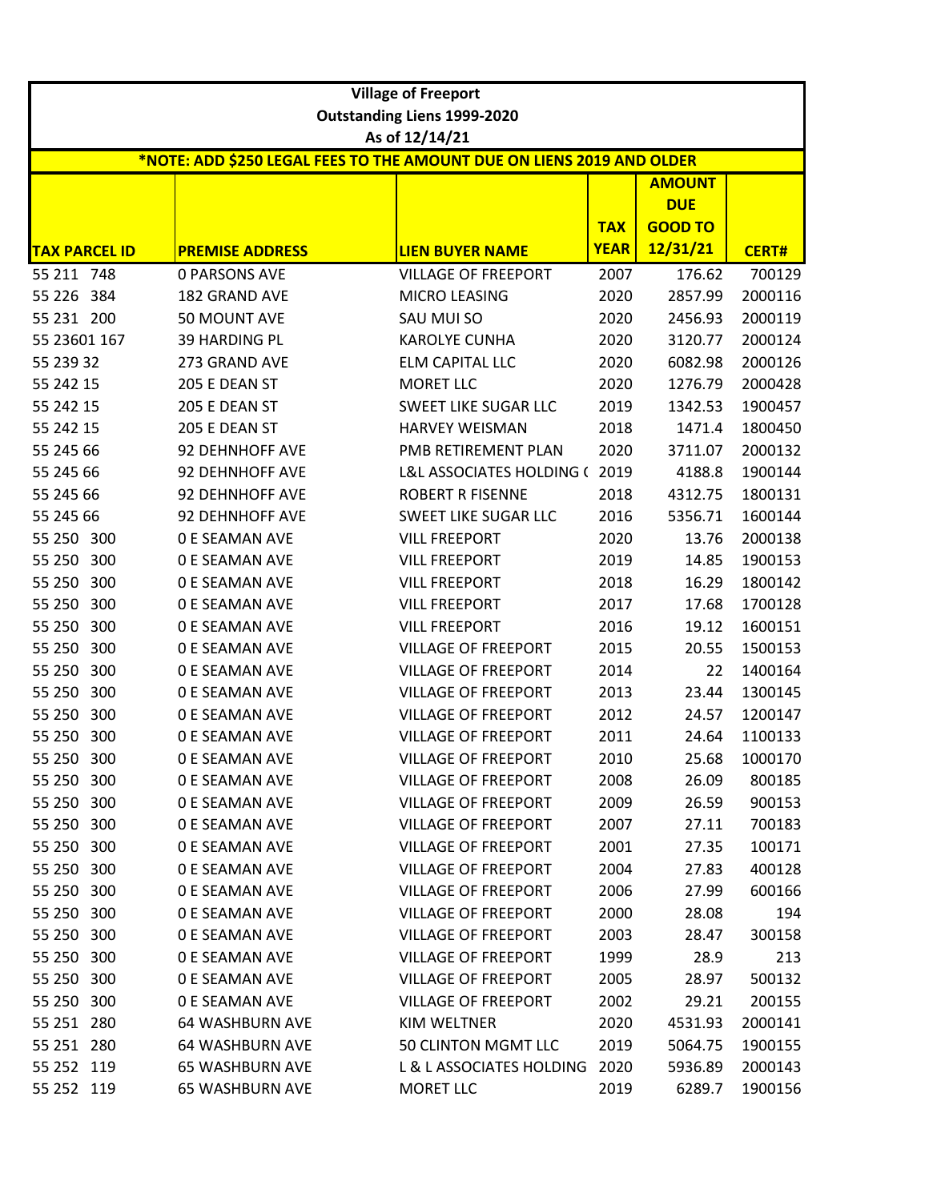**Village of Freeport**
**Outstanding Liens 1999-2020**
**As of 12/14/21**

***NOTE: ADD $250 LEGAL FEES TO THE AMOUNT DUE ON LIENS 2019 AND OLDER**

| TAX PARCEL ID | PREMISE ADDRESS | LIEN BUYER NAME | TAX YEAR | AMOUNT DUE GOOD TO 12/31/21 | CERT# |
|---|---|---|---|---|---|
| 55 211 748 | 0 PARSONS AVE | VILLAGE OF FREEPORT | 2007 | 176.62 | 700129 |
| 55 226 384 | 182 GRAND AVE | MICRO LEASING | 2020 | 2857.99 | 2000116 |
| 55 231 200 | 50 MOUNT AVE | SAU MUI SO | 2020 | 2456.93 | 2000119 |
| 55 23601 167 | 39 HARDING PL | KAROLYE CUNHA | 2020 | 3120.77 | 2000124 |
| 55 239 32 | 273 GRAND AVE | ELM CAPITAL LLC | 2020 | 6082.98 | 2000126 |
| 55 242 15 | 205 E DEAN ST | MORET LLC | 2020 | 1276.79 | 2000428 |
| 55 242 15 | 205 E DEAN ST | SWEET LIKE SUGAR LLC | 2019 | 1342.53 | 1900457 |
| 55 242 15 | 205 E DEAN ST | HARVEY WEISMAN | 2018 | 1471.4 | 1800450 |
| 55 245 66 | 92 DEHNHOFF AVE | PMB RETIREMENT PLAN | 2020 | 3711.07 | 2000132 |
| 55 245 66 | 92 DEHNHOFF AVE | L&L ASSOCIATES HOLDING ( | 2019 | 4188.8 | 1900144 |
| 55 245 66 | 92 DEHNHOFF AVE | ROBERT R FISENNE | 2018 | 4312.75 | 1800131 |
| 55 245 66 | 92 DEHNHOFF AVE | SWEET LIKE SUGAR LLC | 2016 | 5356.71 | 1600144 |
| 55 250 300 | 0 E SEAMAN AVE | VILL FREEPORT | 2020 | 13.76 | 2000138 |
| 55 250 300 | 0 E SEAMAN AVE | VILL FREEPORT | 2019 | 14.85 | 1900153 |
| 55 250 300 | 0 E SEAMAN AVE | VILL FREEPORT | 2018 | 16.29 | 1800142 |
| 55 250 300 | 0 E SEAMAN AVE | VILL FREEPORT | 2017 | 17.68 | 1700128 |
| 55 250 300 | 0 E SEAMAN AVE | VILL FREEPORT | 2016 | 19.12 | 1600151 |
| 55 250 300 | 0 E SEAMAN AVE | VILLAGE OF FREEPORT | 2015 | 20.55 | 1500153 |
| 55 250 300 | 0 E SEAMAN AVE | VILLAGE OF FREEPORT | 2014 | 22 | 1400164 |
| 55 250 300 | 0 E SEAMAN AVE | VILLAGE OF FREEPORT | 2013 | 23.44 | 1300145 |
| 55 250 300 | 0 E SEAMAN AVE | VILLAGE OF FREEPORT | 2012 | 24.57 | 1200147 |
| 55 250 300 | 0 E SEAMAN AVE | VILLAGE OF FREEPORT | 2011 | 24.64 | 1100133 |
| 55 250 300 | 0 E SEAMAN AVE | VILLAGE OF FREEPORT | 2010 | 25.68 | 1000170 |
| 55 250 300 | 0 E SEAMAN AVE | VILLAGE OF FREEPORT | 2008 | 26.09 | 800185 |
| 55 250 300 | 0 E SEAMAN AVE | VILLAGE OF FREEPORT | 2009 | 26.59 | 900153 |
| 55 250 300 | 0 E SEAMAN AVE | VILLAGE OF FREEPORT | 2007 | 27.11 | 700183 |
| 55 250 300 | 0 E SEAMAN AVE | VILLAGE OF FREEPORT | 2001 | 27.35 | 100171 |
| 55 250 300 | 0 E SEAMAN AVE | VILLAGE OF FREEPORT | 2004 | 27.83 | 400128 |
| 55 250 300 | 0 E SEAMAN AVE | VILLAGE OF FREEPORT | 2006 | 27.99 | 600166 |
| 55 250 300 | 0 E SEAMAN AVE | VILLAGE OF FREEPORT | 2000 | 28.08 | 194 |
| 55 250 300 | 0 E SEAMAN AVE | VILLAGE OF FREEPORT | 2003 | 28.47 | 300158 |
| 55 250 300 | 0 E SEAMAN AVE | VILLAGE OF FREEPORT | 1999 | 28.9 | 213 |
| 55 250 300 | 0 E SEAMAN AVE | VILLAGE OF FREEPORT | 2005 | 28.97 | 500132 |
| 55 250 300 | 0 E SEAMAN AVE | VILLAGE OF FREEPORT | 2002 | 29.21 | 200155 |
| 55 251 280 | 64 WASHBURN AVE | KIM WELTNER | 2020 | 4531.93 | 2000141 |
| 55 251 280 | 64 WASHBURN AVE | 50 CLINTON MGMT LLC | 2019 | 5064.75 | 1900155 |
| 55 252 119 | 65 WASHBURN AVE | L & L ASSOCIATES HOLDING | 2020 | 5936.89 | 2000143 |
| 55 252 119 | 65 WASHBURN AVE | MORET LLC | 2019 | 6289.7 | 1900156 |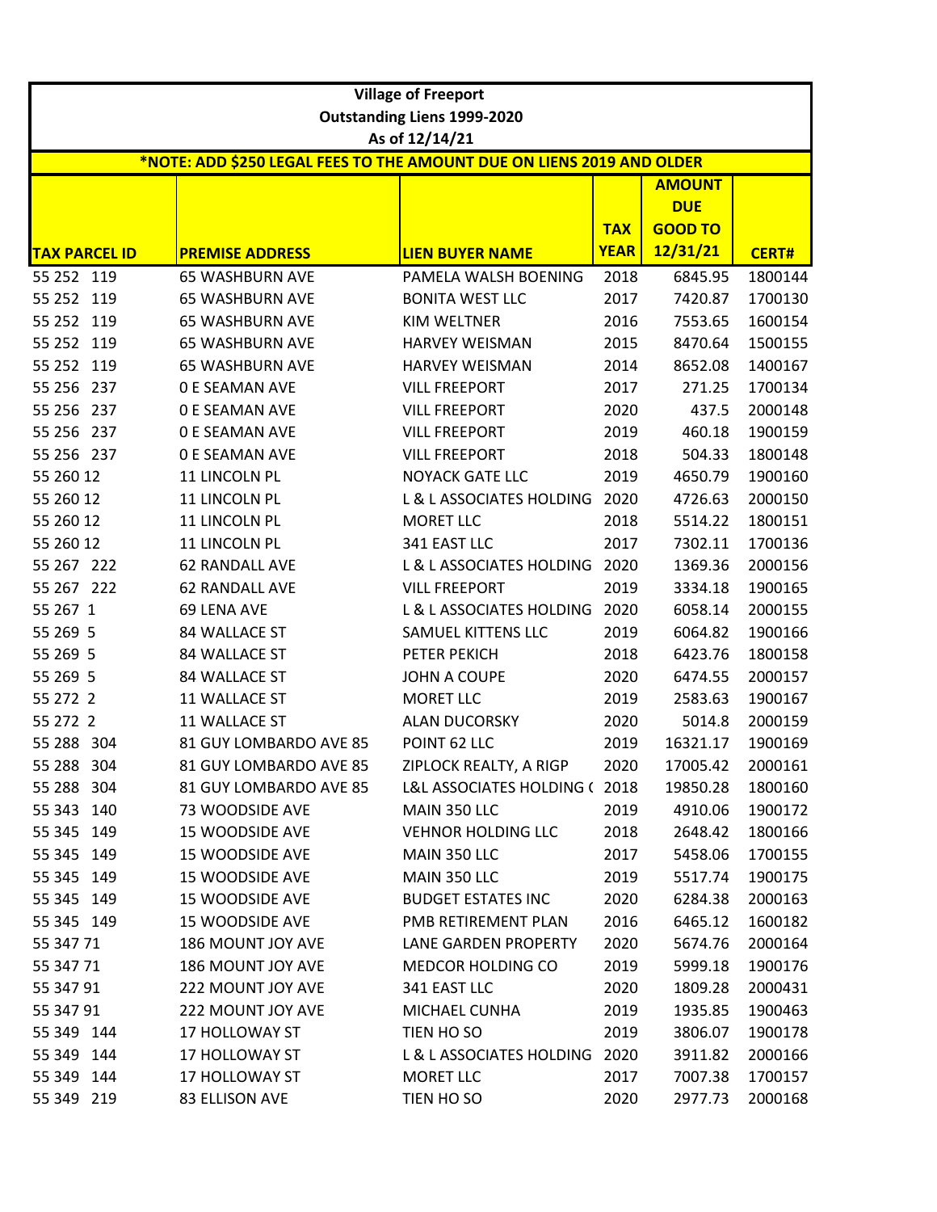| Village of Freeport | | | | | |
|---|---|---|---|---|---|
| Outstanding Liens 1999-2020 | | | | | |
| As of 12/14/21 | | | | | |
| *NOTE: ADD $250 LEGAL FEES TO THE AMOUNT DUE ON LIENS 2019 AND OLDER | | | | | |
| **TAX PARCEL ID** | **PREMISE ADDRESS** | **LIEN BUYER NAME** | **TAX YEAR** | **AMOUNT DUE GOOD TO 12/31/21** | **CERT#** |
| 55 252 119 | 65 WASHBURN AVE | PAMELA WALSH BOENING | 2018 | 6845.95 | 1800144 |
| 55 252 119 | 65 WASHBURN AVE | BONITA WEST LLC | 2017 | 7420.87 | 1700130 |
| 55 252 119 | 65 WASHBURN AVE | KIM WELTNER | 2016 | 7553.65 | 1600154 |
| 55 252 119 | 65 WASHBURN AVE | HARVEY WEISMAN | 2015 | 8470.64 | 1500155 |
| 55 252 119 | 65 WASHBURN AVE | HARVEY WEISMAN | 2014 | 8652.08 | 1400167 |
| 55 256 237 | 0 E SEAMAN AVE | VILL FREEPORT | 2017 | 271.25 | 1700134 |
| 55 256 237 | 0 E SEAMAN AVE | VILL FREEPORT | 2020 | 437.5 | 2000148 |
| 55 256 237 | 0 E SEAMAN AVE | VILL FREEPORT | 2019 | 460.18 | 1900159 |
| 55 256 237 | 0 E SEAMAN AVE | VILL FREEPORT | 2018 | 504.33 | 1800148 |
| 55 260 12 | 11 LINCOLN PL | NOYACK GATE LLC | 2019 | 4650.79 | 1900160 |
| 55 260 12 | 11 LINCOLN PL | L & L ASSOCIATES HOLDING | 2020 | 4726.63 | 2000150 |
| 55 260 12 | 11 LINCOLN PL | MORET LLC | 2018 | 5514.22 | 1800151 |
| 55 260 12 | 11 LINCOLN PL | 341 EAST LLC | 2017 | 7302.11 | 1700136 |
| 55 267 222 | 62 RANDALL AVE | L & L ASSOCIATES HOLDING | 2020 | 1369.36 | 2000156 |
| 55 267 222 | 62 RANDALL AVE | VILL FREEPORT | 2019 | 3334.18 | 1900165 |
| 55 267 1 | 69 LENA AVE | L & L ASSOCIATES HOLDING | 2020 | 6058.14 | 2000155 |
| 55 269 5 | 84 WALLACE ST | SAMUEL KITTENS LLC | 2019 | 6064.82 | 1900166 |
| 55 269 5 | 84 WALLACE ST | PETER PEKICH | 2018 | 6423.76 | 1800158 |
| 55 269 5 | 84 WALLACE ST | JOHN A COUPE | 2020 | 6474.55 | 2000157 |
| 55 272 2 | 11 WALLACE ST | MORET LLC | 2019 | 2583.63 | 1900167 |
| 55 272 2 | 11 WALLACE ST | ALAN DUCORSKY | 2020 | 5014.8 | 2000159 |
| 55 288 304 | 81 GUY LOMBARDO AVE 85 | POINT 62 LLC | 2019 | 16321.17 | 1900169 |
| 55 288 304 | 81 GUY LOMBARDO AVE 85 | ZIPLOCK REALTY, A RIGP | 2020 | 17005.42 | 2000161 |
| 55 288 304 | 81 GUY LOMBARDO AVE 85 | L&L ASSOCIATES HOLDING ( | 2018 | 19850.28 | 1800160 |
| 55 343 140 | 73 WOODSIDE AVE | MAIN 350 LLC | 2019 | 4910.06 | 1900172 |
| 55 345 149 | 15 WOODSIDE AVE | VEHNOR HOLDING LLC | 2018 | 2648.42 | 1800166 |
| 55 345 149 | 15 WOODSIDE AVE | MAIN 350 LLC | 2017 | 5458.06 | 1700155 |
| 55 345 149 | 15 WOODSIDE AVE | MAIN 350 LLC | 2019 | 5517.74 | 1900175 |
| 55 345 149 | 15 WOODSIDE AVE | BUDGET ESTATES INC | 2020 | 6284.38 | 2000163 |
| 55 345 149 | 15 WOODSIDE AVE | PMB RETIREMENT PLAN | 2016 | 6465.12 | 1600182 |
| 55 347 71 | 186 MOUNT JOY AVE | LANE GARDEN PROPERTY | 2020 | 5674.76 | 2000164 |
| 55 347 71 | 186 MOUNT JOY AVE | MEDCOR HOLDING CO | 2019 | 5999.18 | 1900176 |
| 55 347 91 | 222 MOUNT JOY AVE | 341 EAST LLC | 2020 | 1809.28 | 2000431 |
| 55 347 91 | 222 MOUNT JOY AVE | MICHAEL CUNHA | 2019 | 1935.85 | 1900463 |
| 55 349 144 | 17 HOLLOWAY ST | TIEN HO SO | 2019 | 3806.07 | 1900178 |
| 55 349 144 | 17 HOLLOWAY ST | L & L ASSOCIATES HOLDING | 2020 | 3911.82 | 2000166 |
| 55 349 144 | 17 HOLLOWAY ST | MORET LLC | 2017 | 7007.38 | 1700157 |
| 55 349 219 | 83 ELLISON AVE | TIEN HO SO | 2020 | 2977.73 | 2000168 |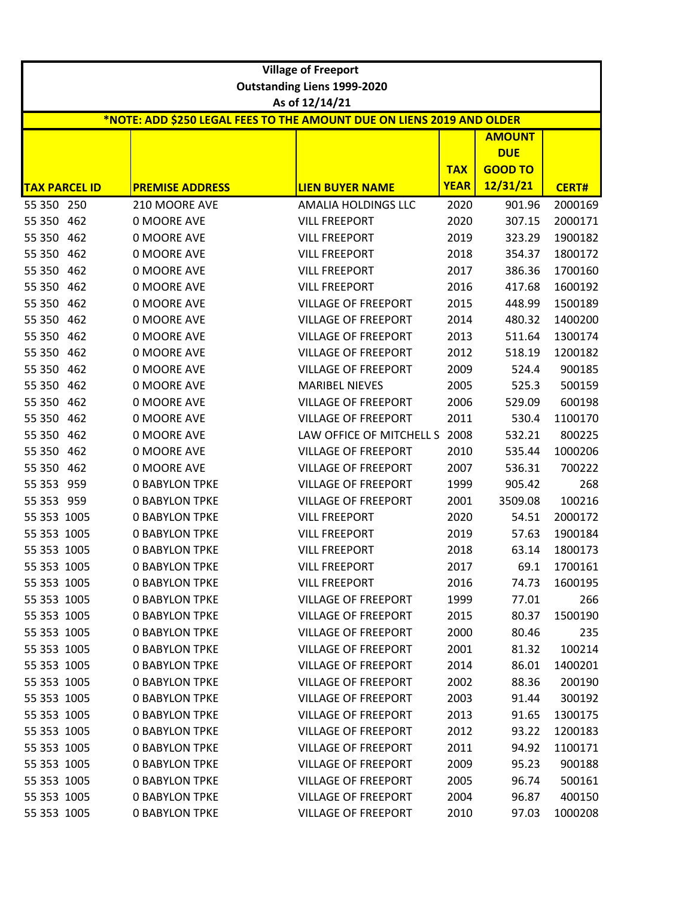**Village of Freeport**

**Outstanding Liens 1999-2020**

**As of 12/14/21**

***NOTE: ADD $250 LEGAL FEES TO THE AMOUNT DUE ON LIENS 2019 AND OLDER**

| TAX PARCEL ID | PREMISE ADDRESS | LIEN BUYER NAME | TAX YEAR | AMOUNT DUE GOOD TO 12/31/21 | CERT# |
|---|---|---|---|---|---|
| 55 350 250 | 210 MOORE AVE | AMALIA HOLDINGS LLC | 2020 | 901.96 | 2000169 |
| 55 350 462 | 0 MOORE AVE | VILL FREEPORT | 2020 | 307.15 | 2000171 |
| 55 350 462 | 0 MOORE AVE | VILL FREEPORT | 2019 | 323.29 | 1900182 |
| 55 350 462 | 0 MOORE AVE | VILL FREEPORT | 2018 | 354.37 | 1800172 |
| 55 350 462 | 0 MOORE AVE | VILL FREEPORT | 2017 | 386.36 | 1700160 |
| 55 350 462 | 0 MOORE AVE | VILL FREEPORT | 2016 | 417.68 | 1600192 |
| 55 350 462 | 0 MOORE AVE | VILLAGE OF FREEPORT | 2015 | 448.99 | 1500189 |
| 55 350 462 | 0 MOORE AVE | VILLAGE OF FREEPORT | 2014 | 480.32 | 1400200 |
| 55 350 462 | 0 MOORE AVE | VILLAGE OF FREEPORT | 2013 | 511.64 | 1300174 |
| 55 350 462 | 0 MOORE AVE | VILLAGE OF FREEPORT | 2012 | 518.19 | 1200182 |
| 55 350 462 | 0 MOORE AVE | VILLAGE OF FREEPORT | 2009 | 524.4 | 900185 |
| 55 350 462 | 0 MOORE AVE | MARIBEL NIEVES | 2005 | 525.3 | 500159 |
| 55 350 462 | 0 MOORE AVE | VILLAGE OF FREEPORT | 2006 | 529.09 | 600198 |
| 55 350 462 | 0 MOORE AVE | VILLAGE OF FREEPORT | 2011 | 530.4 | 1100170 |
| 55 350 462 | 0 MOORE AVE | LAW OFFICE OF MITCHELL S | 2008 | 532.21 | 800225 |
| 55 350 462 | 0 MOORE AVE | VILLAGE OF FREEPORT | 2010 | 535.44 | 1000206 |
| 55 350 462 | 0 MOORE AVE | VILLAGE OF FREEPORT | 2007 | 536.31 | 700222 |
| 55 353 959 | 0 BABYLON TPKE | VILLAGE OF FREEPORT | 1999 | 905.42 | 268 |
| 55 353 959 | 0 BABYLON TPKE | VILLAGE OF FREEPORT | 2001 | 3509.08 | 100216 |
| 55 353 1005 | 0 BABYLON TPKE | VILL FREEPORT | 2020 | 54.51 | 2000172 |
| 55 353 1005 | 0 BABYLON TPKE | VILL FREEPORT | 2019 | 57.63 | 1900184 |
| 55 353 1005 | 0 BABYLON TPKE | VILL FREEPORT | 2018 | 63.14 | 1800173 |
| 55 353 1005 | 0 BABYLON TPKE | VILL FREEPORT | 2017 | 69.1 | 1700161 |
| 55 353 1005 | 0 BABYLON TPKE | VILL FREEPORT | 2016 | 74.73 | 1600195 |
| 55 353 1005 | 0 BABYLON TPKE | VILLAGE OF FREEPORT | 1999 | 77.01 | 266 |
| 55 353 1005 | 0 BABYLON TPKE | VILLAGE OF FREEPORT | 2015 | 80.37 | 1500190 |
| 55 353 1005 | 0 BABYLON TPKE | VILLAGE OF FREEPORT | 2000 | 80.46 | 235 |
| 55 353 1005 | 0 BABYLON TPKE | VILLAGE OF FREEPORT | 2001 | 81.32 | 100214 |
| 55 353 1005 | 0 BABYLON TPKE | VILLAGE OF FREEPORT | 2014 | 86.01 | 1400201 |
| 55 353 1005 | 0 BABYLON TPKE | VILLAGE OF FREEPORT | 2002 | 88.36 | 200190 |
| 55 353 1005 | 0 BABYLON TPKE | VILLAGE OF FREEPORT | 2003 | 91.44 | 300192 |
| 55 353 1005 | 0 BABYLON TPKE | VILLAGE OF FREEPORT | 2013 | 91.65 | 1300175 |
| 55 353 1005 | 0 BABYLON TPKE | VILLAGE OF FREEPORT | 2012 | 93.22 | 1200183 |
| 55 353 1005 | 0 BABYLON TPKE | VILLAGE OF FREEPORT | 2011 | 94.92 | 1100171 |
| 55 353 1005 | 0 BABYLON TPKE | VILLAGE OF FREEPORT | 2009 | 95.23 | 900188 |
| 55 353 1005 | 0 BABYLON TPKE | VILLAGE OF FREEPORT | 2005 | 96.74 | 500161 |
| 55 353 1005 | 0 BABYLON TPKE | VILLAGE OF FREEPORT | 2004 | 96.87 | 400150 |
| 55 353 1005 | 0 BABYLON TPKE | VILLAGE OF FREEPORT | 2010 | 97.03 | 1000208 |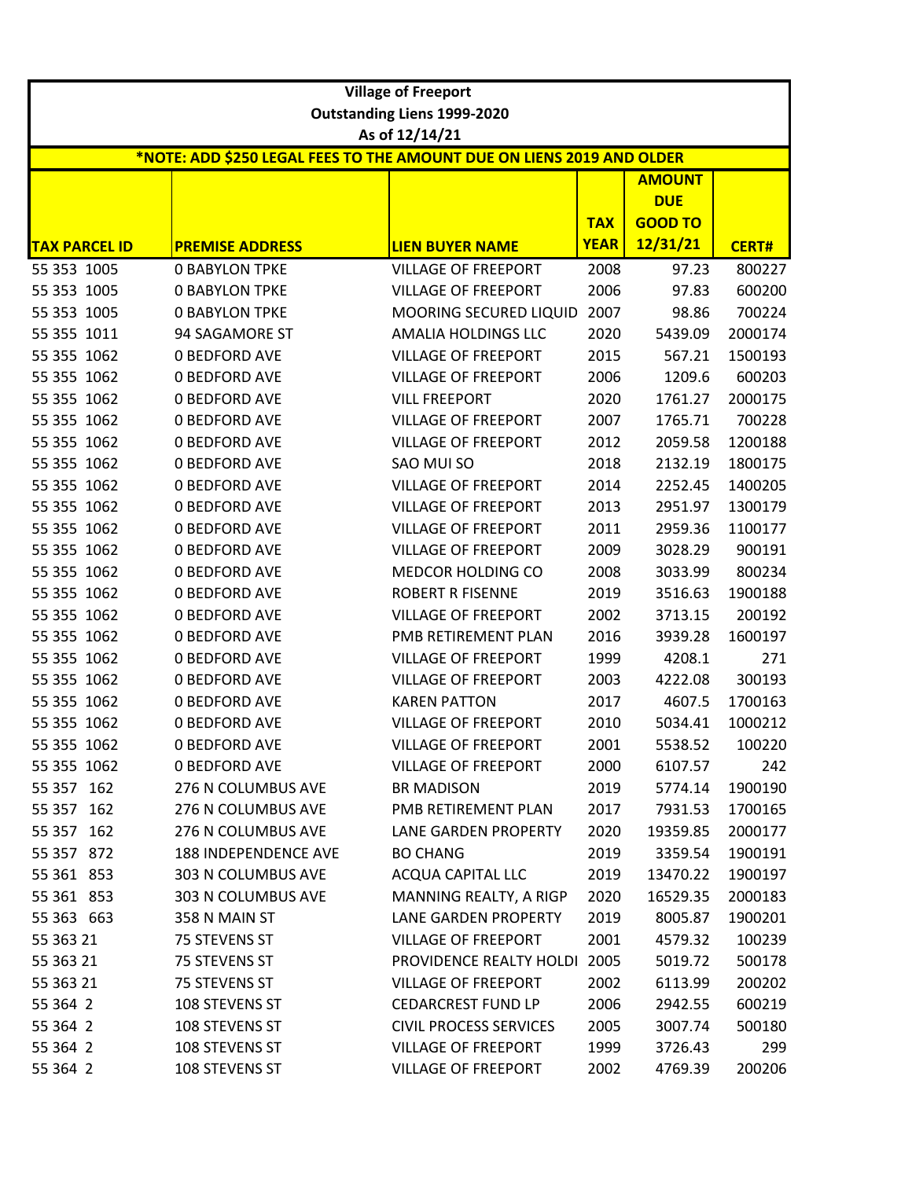**Village of Freeport**
**Outstanding Liens 1999-2020**
**As of 12/14/21**

***NOTE: ADD $250 LEGAL FEES TO THE AMOUNT DUE ON LIENS 2019 AND OLDER**

| TAX PARCEL ID | PREMISE ADDRESS | LIEN BUYER NAME | TAX YEAR | AMOUNT DUE GOOD TO 12/31/21 | CERT# |
|---|---|---|---|---|---|
| 55 353 1005 | 0 BABYLON TPKE | VILLAGE OF FREEPORT | 2008 | 97.23 | 800227 |
| 55 353 1005 | 0 BABYLON TPKE | VILLAGE OF FREEPORT | 2006 | 97.83 | 600200 |
| 55 353 1005 | 0 BABYLON TPKE | MOORING SECURED LIQUID | 2007 | 98.86 | 700224 |
| 55 355 1011 | 94 SAGAMORE ST | AMALIA HOLDINGS LLC | 2020 | 5439.09 | 2000174 |
| 55 355 1062 | 0 BEDFORD AVE | VILLAGE OF FREEPORT | 2015 | 567.21 | 1500193 |
| 55 355 1062 | 0 BEDFORD AVE | VILLAGE OF FREEPORT | 2006 | 1209.6 | 600203 |
| 55 355 1062 | 0 BEDFORD AVE | VILL FREEPORT | 2020 | 1761.27 | 2000175 |
| 55 355 1062 | 0 BEDFORD AVE | VILLAGE OF FREEPORT | 2007 | 1765.71 | 700228 |
| 55 355 1062 | 0 BEDFORD AVE | VILLAGE OF FREEPORT | 2012 | 2059.58 | 1200188 |
| 55 355 1062 | 0 BEDFORD AVE | SAO MUI SO | 2018 | 2132.19 | 1800175 |
| 55 355 1062 | 0 BEDFORD AVE | VILLAGE OF FREEPORT | 2014 | 2252.45 | 1400205 |
| 55 355 1062 | 0 BEDFORD AVE | VILLAGE OF FREEPORT | 2013 | 2951.97 | 1300179 |
| 55 355 1062 | 0 BEDFORD AVE | VILLAGE OF FREEPORT | 2011 | 2959.36 | 1100177 |
| 55 355 1062 | 0 BEDFORD AVE | VILLAGE OF FREEPORT | 2009 | 3028.29 | 900191 |
| 55 355 1062 | 0 BEDFORD AVE | MEDCOR HOLDING CO | 2008 | 3033.99 | 800234 |
| 55 355 1062 | 0 BEDFORD AVE | ROBERT R FISENNE | 2019 | 3516.63 | 1900188 |
| 55 355 1062 | 0 BEDFORD AVE | VILLAGE OF FREEPORT | 2002 | 3713.15 | 200192 |
| 55 355 1062 | 0 BEDFORD AVE | PMB RETIREMENT PLAN | 2016 | 3939.28 | 1600197 |
| 55 355 1062 | 0 BEDFORD AVE | VILLAGE OF FREEPORT | 1999 | 4208.1 | 271 |
| 55 355 1062 | 0 BEDFORD AVE | VILLAGE OF FREEPORT | 2003 | 4222.08 | 300193 |
| 55 355 1062 | 0 BEDFORD AVE | KAREN PATTON | 2017 | 4607.5 | 1700163 |
| 55 355 1062 | 0 BEDFORD AVE | VILLAGE OF FREEPORT | 2010 | 5034.41 | 1000212 |
| 55 355 1062 | 0 BEDFORD AVE | VILLAGE OF FREEPORT | 2001 | 5538.52 | 100220 |
| 55 355 1062 | 0 BEDFORD AVE | VILLAGE OF FREEPORT | 2000 | 6107.57 | 242 |
| 55 357 162 | 276 N COLUMBUS AVE | BR MADISON | 2019 | 5774.14 | 1900190 |
| 55 357 162 | 276 N COLUMBUS AVE | PMB RETIREMENT PLAN | 2017 | 7931.53 | 1700165 |
| 55 357 162 | 276 N COLUMBUS AVE | LANE GARDEN PROPERTY | 2020 | 19359.85 | 2000177 |
| 55 357 872 | 188 INDEPENDENCE AVE | BO CHANG | 2019 | 3359.54 | 1900191 |
| 55 361 853 | 303 N COLUMBUS AVE | ACQUA CAPITAL LLC | 2019 | 13470.22 | 1900197 |
| 55 361 853 | 303 N COLUMBUS AVE | MANNING REALTY, A RIGP | 2020 | 16529.35 | 2000183 |
| 55 363 663 | 358 N MAIN ST | LANE GARDEN PROPERTY | 2019 | 8005.87 | 1900201 |
| 55 363 21 | 75 STEVENS ST | VILLAGE OF FREEPORT | 2001 | 4579.32 | 100239 |
| 55 363 21 | 75 STEVENS ST | PROVIDENCE REALTY HOLDI | 2005 | 5019.72 | 500178 |
| 55 363 21 | 75 STEVENS ST | VILLAGE OF FREEPORT | 2002 | 6113.99 | 200202 |
| 55 364 2 | 108 STEVENS ST | CEDARCREST FUND LP | 2006 | 2942.55 | 600219 |
| 55 364 2 | 108 STEVENS ST | CIVIL PROCESS SERVICES | 2005 | 3007.74 | 500180 |
| 55 364 2 | 108 STEVENS ST | VILLAGE OF FREEPORT | 1999 | 3726.43 | 299 |
| 55 364 2 | 108 STEVENS ST | VILLAGE OF FREEPORT | 2002 | 4769.39 | 200206 |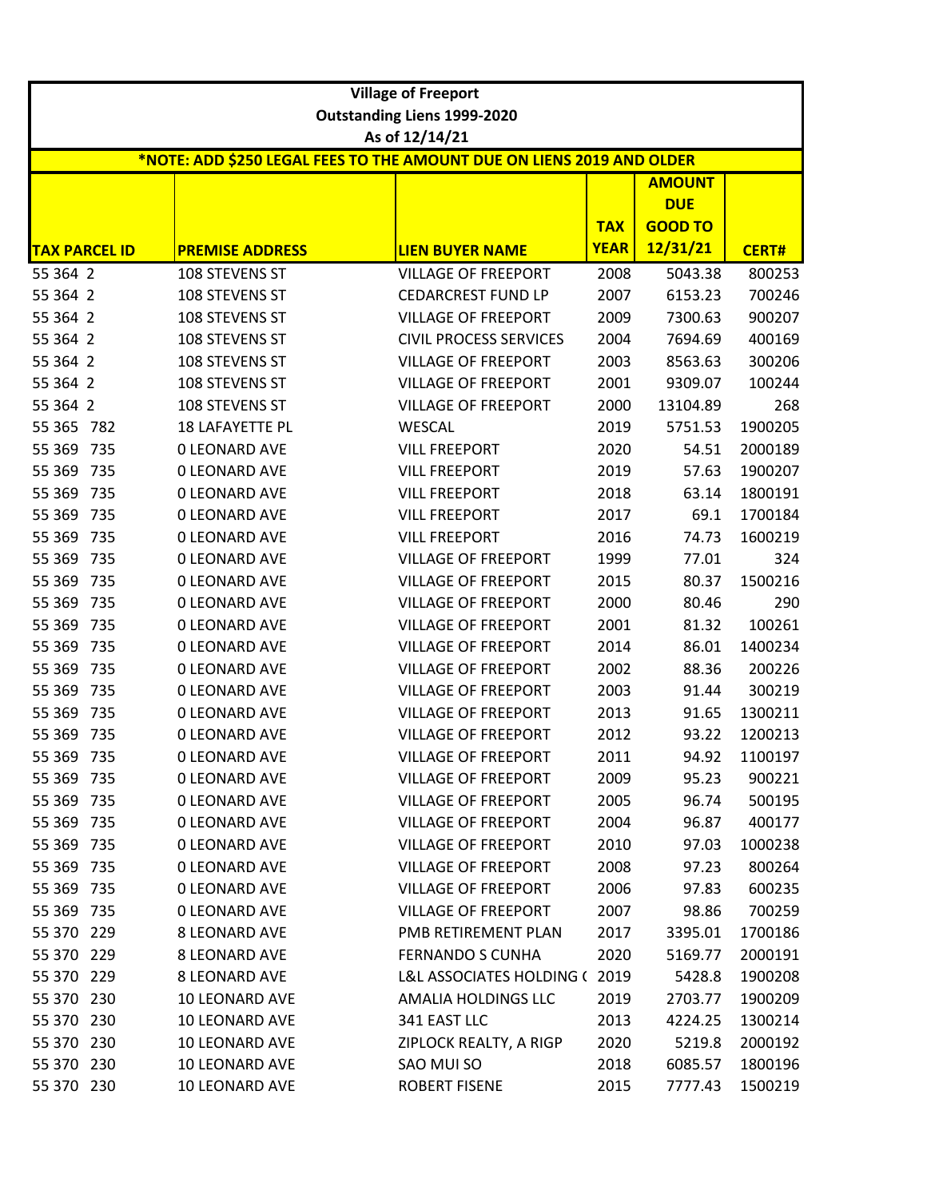| Village of Freeport | | | | | |
|---|---|---|---|---|---|
| Outstanding Liens 1999-2020 | | | | | |
| As of 12/14/21 | | | | | |
| *NOTE: ADD $250 LEGAL FEES TO THE AMOUNT DUE ON LIENS 2019 AND OLDER | | | | | |
| **TAX PARCEL ID** | **PREMISE ADDRESS** | **LIEN BUYER NAME** | **TAX YEAR** | **AMOUNT DUE GOOD TO 12/31/21** | **CERT#** |
| 55 364 2 | 108 STEVENS ST | VILLAGE OF FREEPORT | 2008 | 5043.38 | 800253 |
| 55 364 2 | 108 STEVENS ST | CEDARCREST FUND LP | 2007 | 6153.23 | 700246 |
| 55 364 2 | 108 STEVENS ST | VILLAGE OF FREEPORT | 2009 | 7300.63 | 900207 |
| 55 364 2 | 108 STEVENS ST | CIVIL PROCESS SERVICES | 2004 | 7694.69 | 400169 |
| 55 364 2 | 108 STEVENS ST | VILLAGE OF FREEPORT | 2003 | 8563.63 | 300206 |
| 55 364 2 | 108 STEVENS ST | VILLAGE OF FREEPORT | 2001 | 9309.07 | 100244 |
| 55 364 2 | 108 STEVENS ST | VILLAGE OF FREEPORT | 2000 | 13104.89 | 268 |
| 55 365 782 | 18 LAFAYETTE PL | WESCAL | 2019 | 5751.53 | 1900205 |
| 55 369 735 | 0 LEONARD AVE | VILL FREEPORT | 2020 | 54.51 | 2000189 |
| 55 369 735 | 0 LEONARD AVE | VILL FREEPORT | 2019 | 57.63 | 1900207 |
| 55 369 735 | 0 LEONARD AVE | VILL FREEPORT | 2018 | 63.14 | 1800191 |
| 55 369 735 | 0 LEONARD AVE | VILL FREEPORT | 2017 | 69.1 | 1700184 |
| 55 369 735 | 0 LEONARD AVE | VILL FREEPORT | 2016 | 74.73 | 1600219 |
| 55 369 735 | 0 LEONARD AVE | VILLAGE OF FREEPORT | 1999 | 77.01 | 324 |
| 55 369 735 | 0 LEONARD AVE | VILLAGE OF FREEPORT | 2015 | 80.37 | 1500216 |
| 55 369 735 | 0 LEONARD AVE | VILLAGE OF FREEPORT | 2000 | 80.46 | 290 |
| 55 369 735 | 0 LEONARD AVE | VILLAGE OF FREEPORT | 2001 | 81.32 | 100261 |
| 55 369 735 | 0 LEONARD AVE | VILLAGE OF FREEPORT | 2014 | 86.01 | 1400234 |
| 55 369 735 | 0 LEONARD AVE | VILLAGE OF FREEPORT | 2002 | 88.36 | 200226 |
| 55 369 735 | 0 LEONARD AVE | VILLAGE OF FREEPORT | 2003 | 91.44 | 300219 |
| 55 369 735 | 0 LEONARD AVE | VILLAGE OF FREEPORT | 2013 | 91.65 | 1300211 |
| 55 369 735 | 0 LEONARD AVE | VILLAGE OF FREEPORT | 2012 | 93.22 | 1200213 |
| 55 369 735 | 0 LEONARD AVE | VILLAGE OF FREEPORT | 2011 | 94.92 | 1100197 |
| 55 369 735 | 0 LEONARD AVE | VILLAGE OF FREEPORT | 2009 | 95.23 | 900221 |
| 55 369 735 | 0 LEONARD AVE | VILLAGE OF FREEPORT | 2005 | 96.74 | 500195 |
| 55 369 735 | 0 LEONARD AVE | VILLAGE OF FREEPORT | 2004 | 96.87 | 400177 |
| 55 369 735 | 0 LEONARD AVE | VILLAGE OF FREEPORT | 2010 | 97.03 | 1000238 |
| 55 369 735 | 0 LEONARD AVE | VILLAGE OF FREEPORT | 2008 | 97.23 | 800264 |
| 55 369 735 | 0 LEONARD AVE | VILLAGE OF FREEPORT | 2006 | 97.83 | 600235 |
| 55 369 735 | 0 LEONARD AVE | VILLAGE OF FREEPORT | 2007 | 98.86 | 700259 |
| 55 370 229 | 8 LEONARD AVE | PMB RETIREMENT PLAN | 2017 | 3395.01 | 1700186 |
| 55 370 229 | 8 LEONARD AVE | FERNANDO S CUNHA | 2020 | 5169.77 | 2000191 |
| 55 370 229 | 8 LEONARD AVE | L&L ASSOCIATES HOLDING ( | 2019 | 5428.8 | 1900208 |
| 55 370 230 | 10 LEONARD AVE | AMALIA HOLDINGS LLC | 2019 | 2703.77 | 1900209 |
| 55 370 230 | 10 LEONARD AVE | 341 EAST LLC | 2013 | 4224.25 | 1300214 |
| 55 370 230 | 10 LEONARD AVE | ZIPLOCK REALTY, A RIGP | 2020 | 5219.8 | 2000192 |
| 55 370 230 | 10 LEONARD AVE | SAO MUI SO | 2018 | 6085.57 | 1800196 |
| 55 370 230 | 10 LEONARD AVE | ROBERT FISENE | 2015 | 7777.43 | 1500219 |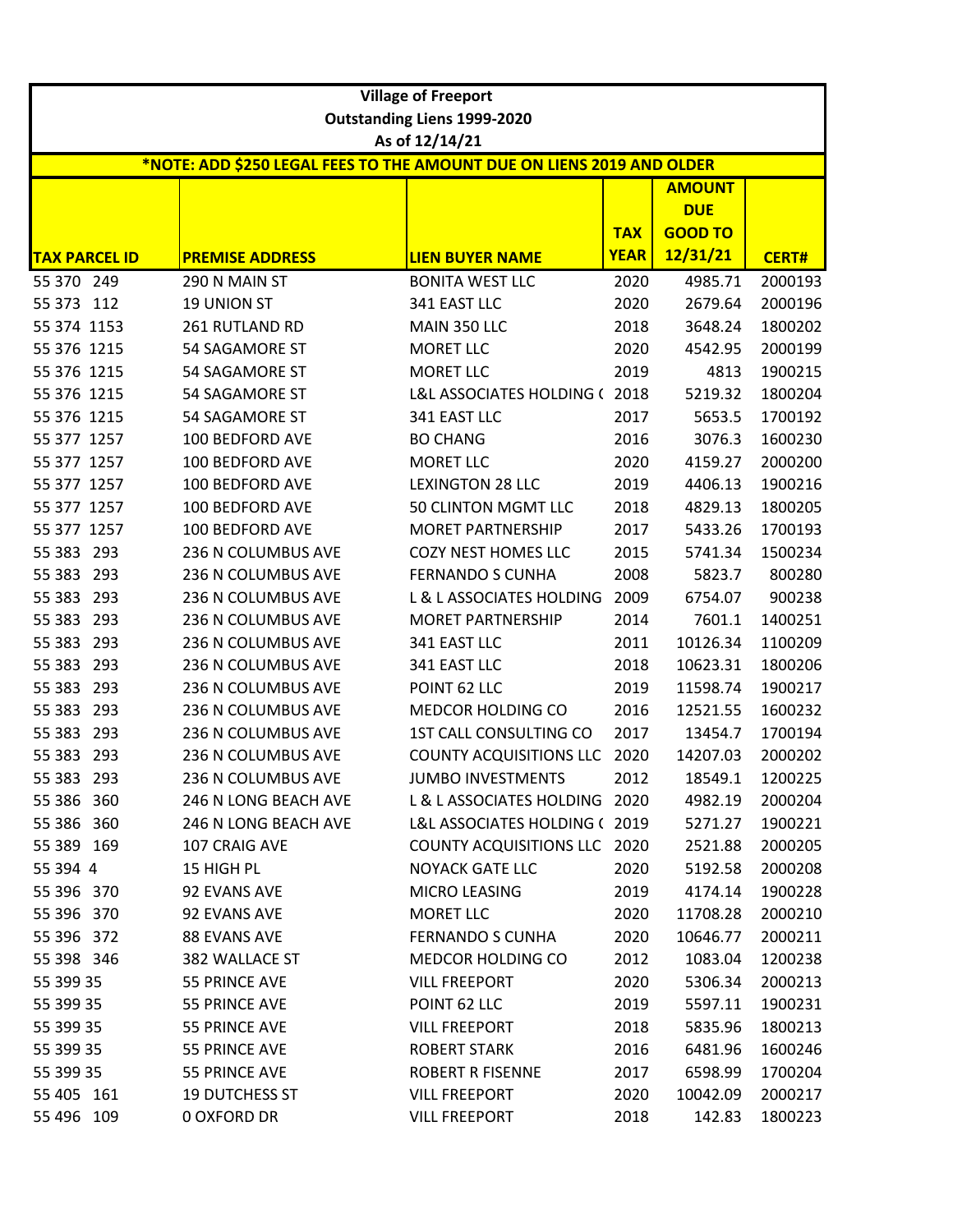| Village of Freeport | | | | | |
|---|---|---|---|---|---|
| Outstanding Liens 1999-2020 | | | | | |
| As of 12/14/21 | | | | | |
| *NOTE: ADD $250 LEGAL FEES TO THE AMOUNT DUE ON LIENS 2019 AND OLDER | | | | | |
| TAX PARCEL ID | PREMISE ADDRESS | LIEN BUYER NAME | TAX YEAR | AMOUNT DUE GOOD TO 12/31/21 | CERT# |
| 55 370 249 | 290 N MAIN ST | BONITA WEST LLC | 2020 | 4985.71 | 2000193 |
| 55 373 112 | 19 UNION ST | 341 EAST LLC | 2020 | 2679.64 | 2000196 |
| 55 374 1153 | 261 RUTLAND RD | MAIN 350 LLC | 2018 | 3648.24 | 1800202 |
| 55 376 1215 | 54 SAGAMORE ST | MORET LLC | 2020 | 4542.95 | 2000199 |
| 55 376 1215 | 54 SAGAMORE ST | MORET LLC | 2019 | 4813 | 1900215 |
| 55 376 1215 | 54 SAGAMORE ST | L&L ASSOCIATES HOLDING ( | 2018 | 5219.32 | 1800204 |
| 55 376 1215 | 54 SAGAMORE ST | 341 EAST LLC | 2017 | 5653.5 | 1700192 |
| 55 377 1257 | 100 BEDFORD AVE | BO CHANG | 2016 | 3076.3 | 1600230 |
| 55 377 1257 | 100 BEDFORD AVE | MORET LLC | 2020 | 4159.27 | 2000200 |
| 55 377 1257 | 100 BEDFORD AVE | LEXINGTON 28 LLC | 2019 | 4406.13 | 1900216 |
| 55 377 1257 | 100 BEDFORD AVE | 50 CLINTON MGMT LLC | 2018 | 4829.13 | 1800205 |
| 55 377 1257 | 100 BEDFORD AVE | MORET PARTNERSHIP | 2017 | 5433.26 | 1700193 |
| 55 383 293 | 236 N COLUMBUS AVE | COZY NEST HOMES LLC | 2015 | 5741.34 | 1500234 |
| 55 383 293 | 236 N COLUMBUS AVE | FERNANDO S CUNHA | 2008 | 5823.7 | 800280 |
| 55 383 293 | 236 N COLUMBUS AVE | L & L ASSOCIATES HOLDING | 2009 | 6754.07 | 900238 |
| 55 383 293 | 236 N COLUMBUS AVE | MORET PARTNERSHIP | 2014 | 7601.1 | 1400251 |
| 55 383 293 | 236 N COLUMBUS AVE | 341 EAST LLC | 2011 | 10126.34 | 1100209 |
| 55 383 293 | 236 N COLUMBUS AVE | 341 EAST LLC | 2018 | 10623.31 | 1800206 |
| 55 383 293 | 236 N COLUMBUS AVE | POINT 62 LLC | 2019 | 11598.74 | 1900217 |
| 55 383 293 | 236 N COLUMBUS AVE | MEDCOR HOLDING CO | 2016 | 12521.55 | 1600232 |
| 55 383 293 | 236 N COLUMBUS AVE | 1ST CALL CONSULTING CO | 2017 | 13454.7 | 1700194 |
| 55 383 293 | 236 N COLUMBUS AVE | COUNTY ACQUISITIONS LLC | 2020 | 14207.03 | 2000202 |
| 55 383 293 | 236 N COLUMBUS AVE | JUMBO INVESTMENTS | 2012 | 18549.1 | 1200225 |
| 55 386 360 | 246 N LONG BEACH AVE | L & L ASSOCIATES HOLDING | 2020 | 4982.19 | 2000204 |
| 55 386 360 | 246 N LONG BEACH AVE | L&L ASSOCIATES HOLDING ( | 2019 | 5271.27 | 1900221 |
| 55 389 169 | 107 CRAIG AVE | COUNTY ACQUISITIONS LLC | 2020 | 2521.88 | 2000205 |
| 55 394 4 | 15 HIGH PL | NOYACK GATE LLC | 2020 | 5192.58 | 2000208 |
| 55 396 370 | 92 EVANS AVE | MICRO LEASING | 2019 | 4174.14 | 1900228 |
| 55 396 370 | 92 EVANS AVE | MORET LLC | 2020 | 11708.28 | 2000210 |
| 55 396 372 | 88 EVANS AVE | FERNANDO S CUNHA | 2020 | 10646.77 | 2000211 |
| 55 398 346 | 382 WALLACE ST | MEDCOR HOLDING CO | 2012 | 1083.04 | 1200238 |
| 55 399 35 | 55 PRINCE AVE | VILL FREEPORT | 2020 | 5306.34 | 2000213 |
| 55 399 35 | 55 PRINCE AVE | POINT 62 LLC | 2019 | 5597.11 | 1900231 |
| 55 399 35 | 55 PRINCE AVE | VILL FREEPORT | 2018 | 5835.96 | 1800213 |
| 55 399 35 | 55 PRINCE AVE | ROBERT STARK | 2016 | 6481.96 | 1600246 |
| 55 399 35 | 55 PRINCE AVE | ROBERT R FISENNE | 2017 | 6598.99 | 1700204 |
| 55 405 161 | 19 DUTCHESS ST | VILL FREEPORT | 2020 | 10042.09 | 2000217 |
| 55 496 109 | 0 OXFORD DR | VILL FREEPORT | 2018 | 142.83 | 1800223 |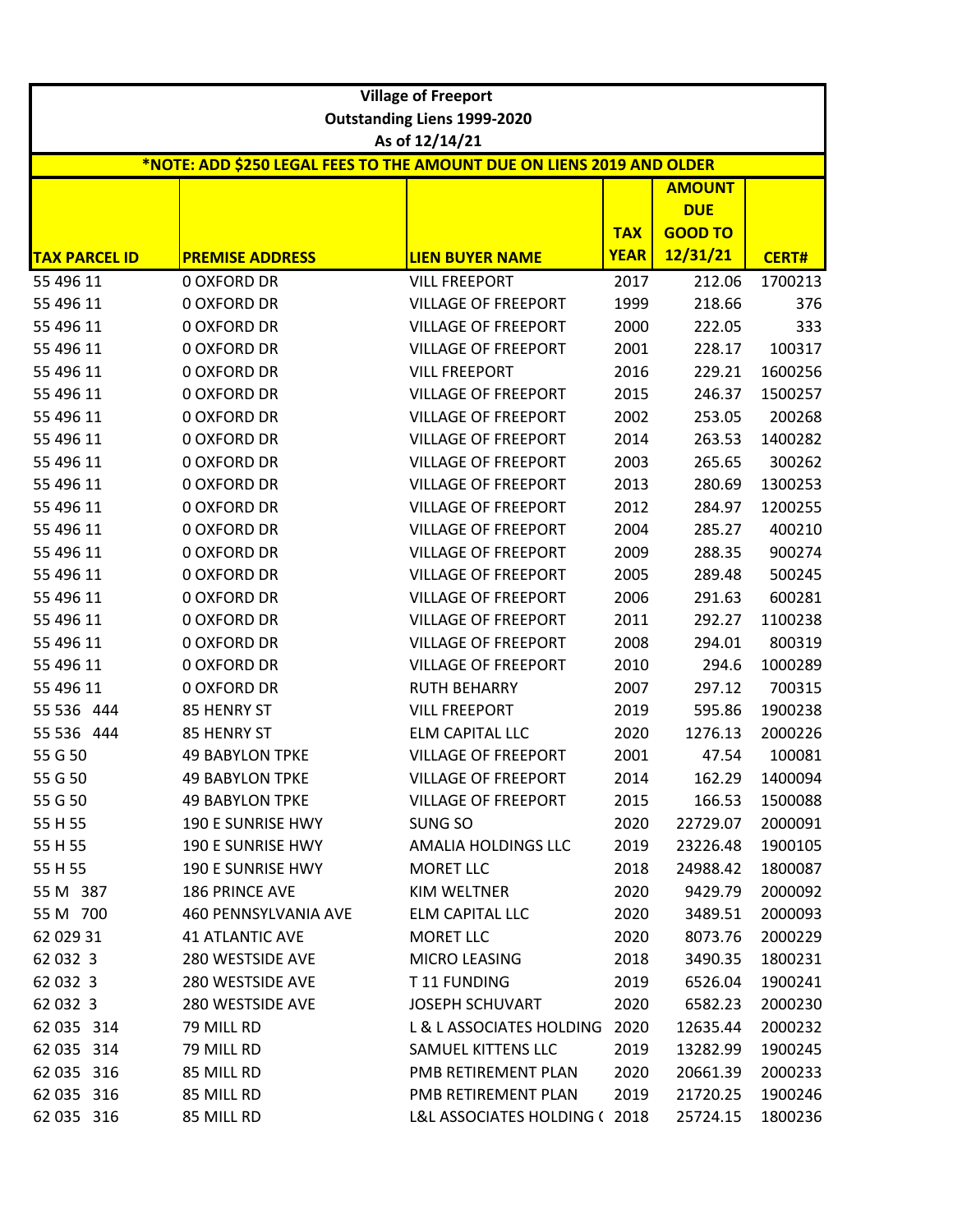**Village of Freeport**
**Outstanding Liens 1999-2020**
**As of 12/14/21**

***NOTE: ADD $250 LEGAL FEES TO THE AMOUNT DUE ON LIENS 2019 AND OLDER**

| TAX PARCEL ID | PREMISE ADDRESS | LIEN BUYER NAME | TAX YEAR | AMOUNT DUE GOOD TO 12/31/21 | CERT# |
|---|---|---|---|---|---|
| 55 496 11 | 0 OXFORD DR | VILL FREEPORT | 2017 | 212.06 | 1700213 |
| 55 496 11 | 0 OXFORD DR | VILLAGE OF FREEPORT | 1999 | 218.66 | 376 |
| 55 496 11 | 0 OXFORD DR | VILLAGE OF FREEPORT | 2000 | 222.05 | 333 |
| 55 496 11 | 0 OXFORD DR | VILLAGE OF FREEPORT | 2001 | 228.17 | 100317 |
| 55 496 11 | 0 OXFORD DR | VILL FREEPORT | 2016 | 229.21 | 1600256 |
| 55 496 11 | 0 OXFORD DR | VILLAGE OF FREEPORT | 2015 | 246.37 | 1500257 |
| 55 496 11 | 0 OXFORD DR | VILLAGE OF FREEPORT | 2002 | 253.05 | 200268 |
| 55 496 11 | 0 OXFORD DR | VILLAGE OF FREEPORT | 2014 | 263.53 | 1400282 |
| 55 496 11 | 0 OXFORD DR | VILLAGE OF FREEPORT | 2003 | 265.65 | 300262 |
| 55 496 11 | 0 OXFORD DR | VILLAGE OF FREEPORT | 2013 | 280.69 | 1300253 |
| 55 496 11 | 0 OXFORD DR | VILLAGE OF FREEPORT | 2012 | 284.97 | 1200255 |
| 55 496 11 | 0 OXFORD DR | VILLAGE OF FREEPORT | 2004 | 285.27 | 400210 |
| 55 496 11 | 0 OXFORD DR | VILLAGE OF FREEPORT | 2009 | 288.35 | 900274 |
| 55 496 11 | 0 OXFORD DR | VILLAGE OF FREEPORT | 2005 | 289.48 | 500245 |
| 55 496 11 | 0 OXFORD DR | VILLAGE OF FREEPORT | 2006 | 291.63 | 600281 |
| 55 496 11 | 0 OXFORD DR | VILLAGE OF FREEPORT | 2011 | 292.27 | 1100238 |
| 55 496 11 | 0 OXFORD DR | VILLAGE OF FREEPORT | 2008 | 294.01 | 800319 |
| 55 496 11 | 0 OXFORD DR | VILLAGE OF FREEPORT | 2010 | 294.6 | 1000289 |
| 55 496 11 | 0 OXFORD DR | RUTH BEHARRY | 2007 | 297.12 | 700315 |
| 55 536 444 | 85 HENRY ST | VILL FREEPORT | 2019 | 595.86 | 1900238 |
| 55 536 444 | 85 HENRY ST | ELM CAPITAL LLC | 2020 | 1276.13 | 2000226 |
| 55 G 50 | 49 BABYLON TPKE | VILLAGE OF FREEPORT | 2001 | 47.54 | 100081 |
| 55 G 50 | 49 BABYLON TPKE | VILLAGE OF FREEPORT | 2014 | 162.29 | 1400094 |
| 55 G 50 | 49 BABYLON TPKE | VILLAGE OF FREEPORT | 2015 | 166.53 | 1500088 |
| 55 H 55 | 190 E SUNRISE HWY | SUNG SO | 2020 | 22729.07 | 2000091 |
| 55 H 55 | 190 E SUNRISE HWY | AMALIA HOLDINGS LLC | 2019 | 23226.48 | 1900105 |
| 55 H 55 | 190 E SUNRISE HWY | MORET LLC | 2018 | 24988.42 | 1800087 |
| 55 M 387 | 186 PRINCE AVE | KIM WELTNER | 2020 | 9429.79 | 2000092 |
| 55 M 700 | 460 PENNSYLVANIA AVE | ELM CAPITAL LLC | 2020 | 3489.51 | 2000093 |
| 62 029 31 | 41 ATLANTIC AVE | MORET LLC | 2020 | 8073.76 | 2000229 |
| 62 032 3 | 280 WESTSIDE AVE | MICRO LEASING | 2018 | 3490.35 | 1800231 |
| 62 032 3 | 280 WESTSIDE AVE | T 11 FUNDING | 2019 | 6526.04 | 1900241 |
| 62 032 3 | 280 WESTSIDE AVE | JOSEPH SCHUVART | 2020 | 6582.23 | 2000230 |
| 62 035 314 | 79 MILL RD | L & L ASSOCIATES HOLDING | 2020 | 12635.44 | 2000232 |
| 62 035 314 | 79 MILL RD | SAMUEL KITTENS LLC | 2019 | 13282.99 | 1900245 |
| 62 035 316 | 85 MILL RD | PMB RETIREMENT PLAN | 2020 | 20661.39 | 2000233 |
| 62 035 316 | 85 MILL RD | PMB RETIREMENT PLAN | 2019 | 21720.25 | 1900246 |
| 62 035 316 | 85 MILL RD | L&L ASSOCIATES HOLDING ( | 2018 | 25724.15 | 1800236 |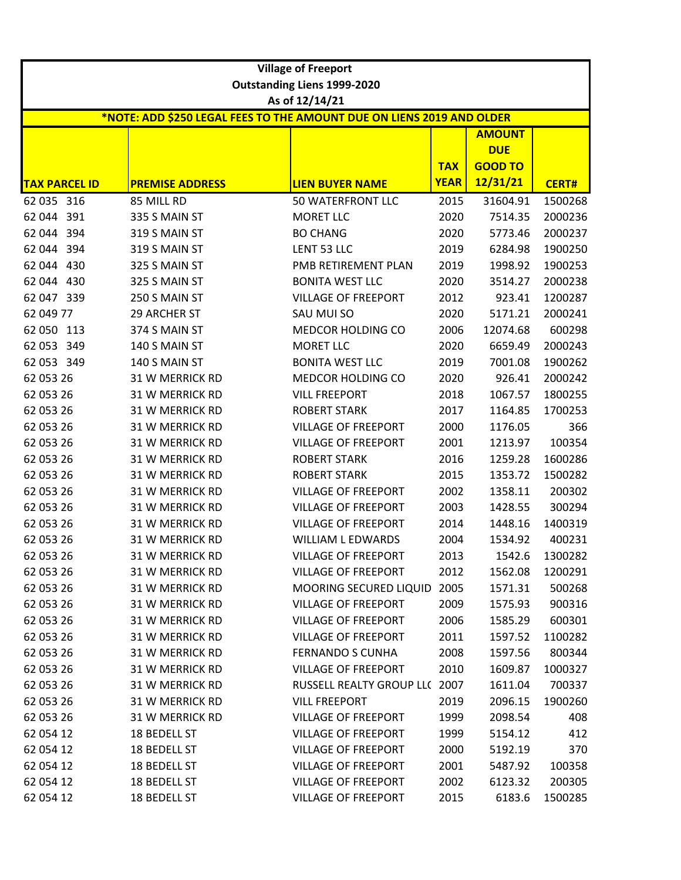**Village of Freeport**
**Outstanding Liens 1999-2020**
**As of 12/14/21**

***NOTE: ADD $250 LEGAL FEES TO THE AMOUNT DUE ON LIENS 2019 AND OLDER**

| TAX PARCEL ID | PREMISE ADDRESS | LIEN BUYER NAME | TAX YEAR | AMOUNT DUE GOOD TO 12/31/21 | CERT# |
|---|---|---|---|---|---|
| 62 035 316 | 85 MILL RD | 50 WATERFRONT LLC | 2015 | 31604.91 | 1500268 |
| 62 044 391 | 335 S MAIN ST | MORET LLC | 2020 | 7514.35 | 2000236 |
| 62 044 394 | 319 S MAIN ST | BO CHANG | 2020 | 5773.46 | 2000237 |
| 62 044 394 | 319 S MAIN ST | LENT 53 LLC | 2019 | 6284.98 | 1900250 |
| 62 044 430 | 325 S MAIN ST | PMB RETIREMENT PLAN | 2019 | 1998.92 | 1900253 |
| 62 044 430 | 325 S MAIN ST | BONITA WEST LLC | 2020 | 3514.27 | 2000238 |
| 62 047 339 | 250 S MAIN ST | VILLAGE OF FREEPORT | 2012 | 923.41 | 1200287 |
| 62 049 77 | 29 ARCHER ST | SAU MUI SO | 2020 | 5171.21 | 2000241 |
| 62 050 113 | 374 S MAIN ST | MEDCOR HOLDING CO | 2006 | 12074.68 | 600298 |
| 62 053 349 | 140 S MAIN ST | MORET LLC | 2020 | 6659.49 | 2000243 |
| 62 053 349 | 140 S MAIN ST | BONITA WEST LLC | 2019 | 7001.08 | 1900262 |
| 62 053 26 | 31 W MERRICK RD | MEDCOR HOLDING CO | 2020 | 926.41 | 2000242 |
| 62 053 26 | 31 W MERRICK RD | VILL FREEPORT | 2018 | 1067.57 | 1800255 |
| 62 053 26 | 31 W MERRICK RD | ROBERT STARK | 2017 | 1164.85 | 1700253 |
| 62 053 26 | 31 W MERRICK RD | VILLAGE OF FREEPORT | 2000 | 1176.05 | 366 |
| 62 053 26 | 31 W MERRICK RD | VILLAGE OF FREEPORT | 2001 | 1213.97 | 100354 |
| 62 053 26 | 31 W MERRICK RD | ROBERT STARK | 2016 | 1259.28 | 1600286 |
| 62 053 26 | 31 W MERRICK RD | ROBERT STARK | 2015 | 1353.72 | 1500282 |
| 62 053 26 | 31 W MERRICK RD | VILLAGE OF FREEPORT | 2002 | 1358.11 | 200302 |
| 62 053 26 | 31 W MERRICK RD | VILLAGE OF FREEPORT | 2003 | 1428.55 | 300294 |
| 62 053 26 | 31 W MERRICK RD | VILLAGE OF FREEPORT | 2014 | 1448.16 | 1400319 |
| 62 053 26 | 31 W MERRICK RD | WILLIAM L EDWARDS | 2004 | 1534.92 | 400231 |
| 62 053 26 | 31 W MERRICK RD | VILLAGE OF FREEPORT | 2013 | 1542.6 | 1300282 |
| 62 053 26 | 31 W MERRICK RD | VILLAGE OF FREEPORT | 2012 | 1562.08 | 1200291 |
| 62 053 26 | 31 W MERRICK RD | MOORING SECURED LIQUID | 2005 | 1571.31 | 500268 |
| 62 053 26 | 31 W MERRICK RD | VILLAGE OF FREEPORT | 2009 | 1575.93 | 900316 |
| 62 053 26 | 31 W MERRICK RD | VILLAGE OF FREEPORT | 2006 | 1585.29 | 600301 |
| 62 053 26 | 31 W MERRICK RD | VILLAGE OF FREEPORT | 2011 | 1597.52 | 1100282 |
| 62 053 26 | 31 W MERRICK RD | FERNANDO S CUNHA | 2008 | 1597.56 | 800344 |
| 62 053 26 | 31 W MERRICK RD | VILLAGE OF FREEPORT | 2010 | 1609.87 | 1000327 |
| 62 053 26 | 31 W MERRICK RD | RUSSELL REALTY GROUP LL( | 2007 | 1611.04 | 700337 |
| 62 053 26 | 31 W MERRICK RD | VILL FREEPORT | 2019 | 2096.15 | 1900260 |
| 62 053 26 | 31 W MERRICK RD | VILLAGE OF FREEPORT | 1999 | 2098.54 | 408 |
| 62 054 12 | 18 BEDELL ST | VILLAGE OF FREEPORT | 1999 | 5154.12 | 412 |
| 62 054 12 | 18 BEDELL ST | VILLAGE OF FREEPORT | 2000 | 5192.19 | 370 |
| 62 054 12 | 18 BEDELL ST | VILLAGE OF FREEPORT | 2001 | 5487.92 | 100358 |
| 62 054 12 | 18 BEDELL ST | VILLAGE OF FREEPORT | 2002 | 6123.32 | 200305 |
| 62 054 12 | 18 BEDELL ST | VILLAGE OF FREEPORT | 2015 | 6183.6 | 1500285 |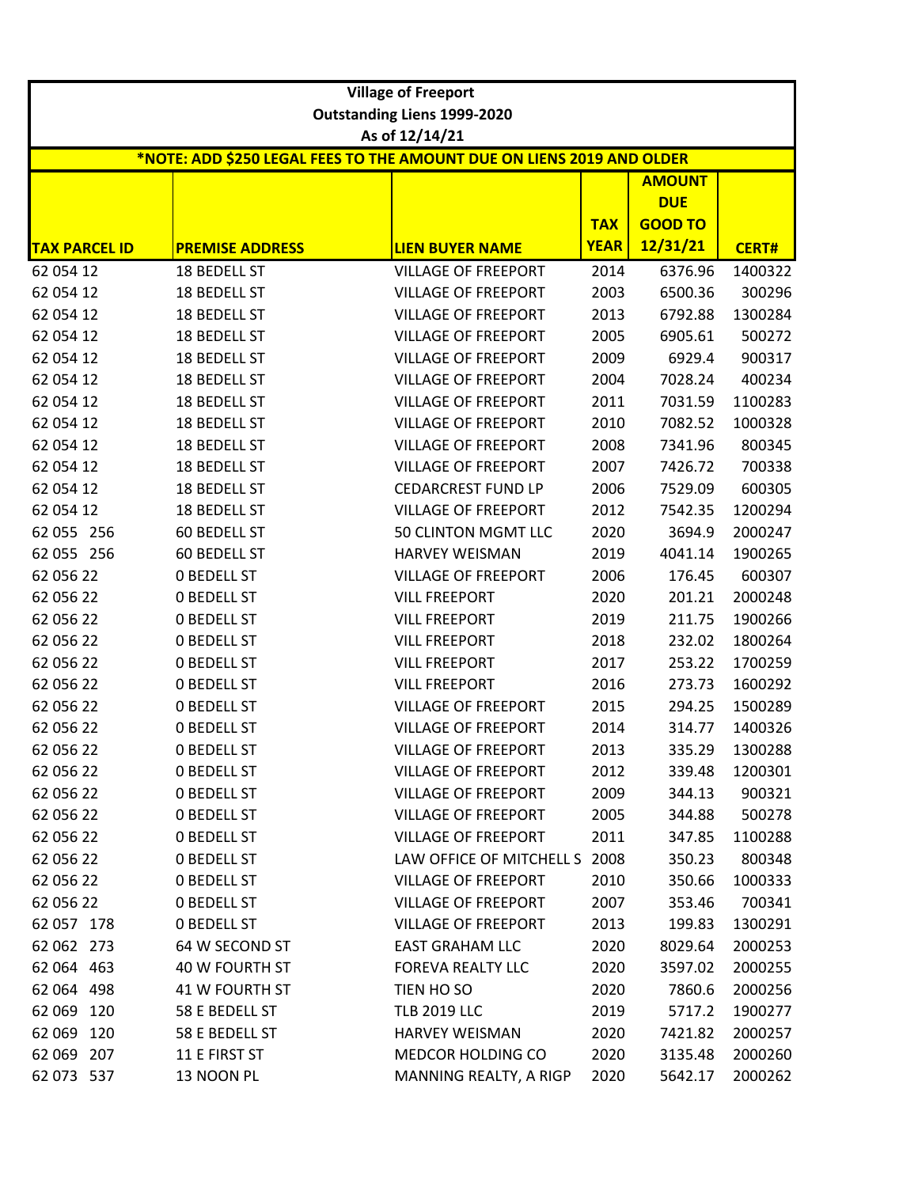**Village of Freeport**
**Outstanding Liens 1999-2020**
**As of 12/14/21**

***NOTE: ADD $250 LEGAL FEES TO THE AMOUNT DUE ON LIENS 2019 AND OLDER**

| TAX PARCEL ID | PREMISE ADDRESS | LIEN BUYER NAME | TAX YEAR | AMOUNT DUE GOOD TO 12/31/21 | CERT# |
|---|---|---|---|---|---|
| 62 054 12 | 18 BEDELL ST | VILLAGE OF FREEPORT | 2014 | 6376.96 | 1400322 |
| 62 054 12 | 18 BEDELL ST | VILLAGE OF FREEPORT | 2003 | 6500.36 | 300296 |
| 62 054 12 | 18 BEDELL ST | VILLAGE OF FREEPORT | 2013 | 6792.88 | 1300284 |
| 62 054 12 | 18 BEDELL ST | VILLAGE OF FREEPORT | 2005 | 6905.61 | 500272 |
| 62 054 12 | 18 BEDELL ST | VILLAGE OF FREEPORT | 2009 | 6929.4 | 900317 |
| 62 054 12 | 18 BEDELL ST | VILLAGE OF FREEPORT | 2004 | 7028.24 | 400234 |
| 62 054 12 | 18 BEDELL ST | VILLAGE OF FREEPORT | 2011 | 7031.59 | 1100283 |
| 62 054 12 | 18 BEDELL ST | VILLAGE OF FREEPORT | 2010 | 7082.52 | 1000328 |
| 62 054 12 | 18 BEDELL ST | VILLAGE OF FREEPORT | 2008 | 7341.96 | 800345 |
| 62 054 12 | 18 BEDELL ST | VILLAGE OF FREEPORT | 2007 | 7426.72 | 700338 |
| 62 054 12 | 18 BEDELL ST | CEDARCREST FUND LP | 2006 | 7529.09 | 600305 |
| 62 054 12 | 18 BEDELL ST | VILLAGE OF FREEPORT | 2012 | 7542.35 | 1200294 |
| 62 055 256 | 60 BEDELL ST | 50 CLINTON MGMT LLC | 2020 | 3694.9 | 2000247 |
| 62 055 256 | 60 BEDELL ST | HARVEY WEISMAN | 2019 | 4041.14 | 1900265 |
| 62 056 22 | 0 BEDELL ST | VILLAGE OF FREEPORT | 2006 | 176.45 | 600307 |
| 62 056 22 | 0 BEDELL ST | VILL FREEPORT | 2020 | 201.21 | 2000248 |
| 62 056 22 | 0 BEDELL ST | VILL FREEPORT | 2019 | 211.75 | 1900266 |
| 62 056 22 | 0 BEDELL ST | VILL FREEPORT | 2018 | 232.02 | 1800264 |
| 62 056 22 | 0 BEDELL ST | VILL FREEPORT | 2017 | 253.22 | 1700259 |
| 62 056 22 | 0 BEDELL ST | VILL FREEPORT | 2016 | 273.73 | 1600292 |
| 62 056 22 | 0 BEDELL ST | VILLAGE OF FREEPORT | 2015 | 294.25 | 1500289 |
| 62 056 22 | 0 BEDELL ST | VILLAGE OF FREEPORT | 2014 | 314.77 | 1400326 |
| 62 056 22 | 0 BEDELL ST | VILLAGE OF FREEPORT | 2013 | 335.29 | 1300288 |
| 62 056 22 | 0 BEDELL ST | VILLAGE OF FREEPORT | 2012 | 339.48 | 1200301 |
| 62 056 22 | 0 BEDELL ST | VILLAGE OF FREEPORT | 2009 | 344.13 | 900321 |
| 62 056 22 | 0 BEDELL ST | VILLAGE OF FREEPORT | 2005 | 344.88 | 500278 |
| 62 056 22 | 0 BEDELL ST | VILLAGE OF FREEPORT | 2011 | 347.85 | 1100288 |
| 62 056 22 | 0 BEDELL ST | LAW OFFICE OF MITCHELL S | 2008 | 350.23 | 800348 |
| 62 056 22 | 0 BEDELL ST | VILLAGE OF FREEPORT | 2010 | 350.66 | 1000333 |
| 62 056 22 | 0 BEDELL ST | VILLAGE OF FREEPORT | 2007 | 353.46 | 700341 |
| 62 057 178 | 0 BEDELL ST | VILLAGE OF FREEPORT | 2013 | 199.83 | 1300291 |
| 62 062 273 | 64 W SECOND ST | EAST GRAHAM LLC | 2020 | 8029.64 | 2000253 |
| 62 064 463 | 40 W FOURTH ST | FOREVA REALTY LLC | 2020 | 3597.02 | 2000255 |
| 62 064 498 | 41 W FOURTH ST | TIEN HO SO | 2020 | 7860.6 | 2000256 |
| 62 069 120 | 58 E BEDELL ST | TLB 2019 LLC | 2019 | 5717.2 | 1900277 |
| 62 069 120 | 58 E BEDELL ST | HARVEY WEISMAN | 2020 | 7421.82 | 2000257 |
| 62 069 207 | 11 E FIRST ST | MEDCOR HOLDING CO | 2020 | 3135.48 | 2000260 |
| 62 073 537 | 13 NOON PL | MANNING REALTY, A RIGP | 2020 | 5642.17 | 2000262 |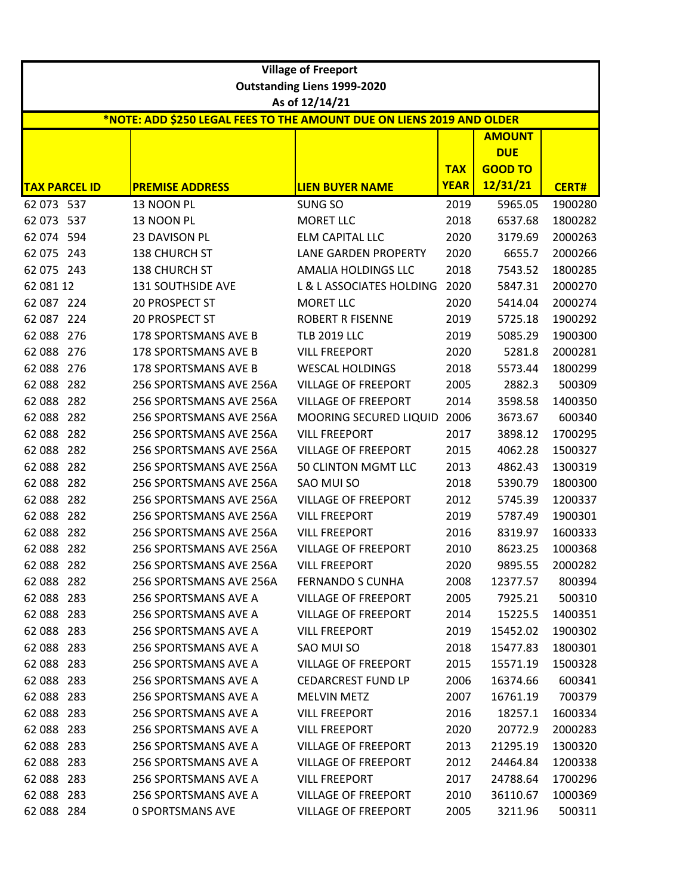| Village of Freeport |  |  |  |  |  |
|---|---|---|---|---|---|
| Outstanding Liens 1999-2020 |  |  |  |  |  |
| As of 12/14/21 |  |  |  |  |  |
| *NOTE: ADD $250 LEGAL FEES TO THE AMOUNT DUE ON LIENS 2019 AND OLDER |  |  |  |  |  |
| TAX PARCEL ID | PREMISE ADDRESS | LIEN BUYER NAME | TAX YEAR | AMOUNT DUE GOOD TO 12/31/21 | CERT# |
| 62 073  537 | 13 NOON PL | SUNG SO | 2019 | 5965.05 | 1900280 |
| 62 073  537 | 13 NOON PL | MORET LLC | 2018 | 6537.68 | 1800282 |
| 62 074  594 | 23 DAVISON PL | ELM CAPITAL LLC | 2020 | 3179.69 | 2000263 |
| 62 075  243 | 138 CHURCH ST | LANE GARDEN PROPERTY | 2020 | 6655.7 | 2000266 |
| 62 075  243 | 138 CHURCH ST | AMALIA HOLDINGS LLC | 2018 | 7543.52 | 1800285 |
| 62 081 12 | 131 SOUTHSIDE AVE | L & L ASSOCIATES HOLDING | 2020 | 5847.31 | 2000270 |
| 62 087  224 | 20 PROSPECT ST | MORET LLC | 2020 | 5414.04 | 2000274 |
| 62 087  224 | 20 PROSPECT ST | ROBERT R FISENNE | 2019 | 5725.18 | 1900292 |
| 62 088  276 | 178 SPORTSMANS AVE B | TLB 2019 LLC | 2019 | 5085.29 | 1900300 |
| 62 088  276 | 178 SPORTSMANS AVE B | VILL FREEPORT | 2020 | 5281.8 | 2000281 |
| 62 088  276 | 178 SPORTSMANS AVE B | WESCAL HOLDINGS | 2018 | 5573.44 | 1800299 |
| 62 088  282 | 256 SPORTSMANS AVE 256A | VILLAGE OF FREEPORT | 2005 | 2882.3 | 500309 |
| 62 088  282 | 256 SPORTSMANS AVE 256A | VILLAGE OF FREEPORT | 2014 | 3598.58 | 1400350 |
| 62 088  282 | 256 SPORTSMANS AVE 256A | MOORING SECURED LIQUID | 2006 | 3673.67 | 600340 |
| 62 088  282 | 256 SPORTSMANS AVE 256A | VILL FREEPORT | 2017 | 3898.12 | 1700295 |
| 62 088  282 | 256 SPORTSMANS AVE 256A | VILLAGE OF FREEPORT | 2015 | 4062.28 | 1500327 |
| 62 088  282 | 256 SPORTSMANS AVE 256A | 50 CLINTON MGMT LLC | 2013 | 4862.43 | 1300319 |
| 62 088  282 | 256 SPORTSMANS AVE 256A | SAO MUI SO | 2018 | 5390.79 | 1800300 |
| 62 088  282 | 256 SPORTSMANS AVE 256A | VILLAGE OF FREEPORT | 2012 | 5745.39 | 1200337 |
| 62 088  282 | 256 SPORTSMANS AVE 256A | VILL FREEPORT | 2019 | 5787.49 | 1900301 |
| 62 088  282 | 256 SPORTSMANS AVE 256A | VILL FREEPORT | 2016 | 8319.97 | 1600333 |
| 62 088  282 | 256 SPORTSMANS AVE 256A | VILLAGE OF FREEPORT | 2010 | 8623.25 | 1000368 |
| 62 088  282 | 256 SPORTSMANS AVE 256A | VILL FREEPORT | 2020 | 9895.55 | 2000282 |
| 62 088  282 | 256 SPORTSMANS AVE 256A | FERNANDO S CUNHA | 2008 | 12377.57 | 800394 |
| 62 088  283 | 256 SPORTSMANS AVE A | VILLAGE OF FREEPORT | 2005 | 7925.21 | 500310 |
| 62 088  283 | 256 SPORTSMANS AVE A | VILLAGE OF FREEPORT | 2014 | 15225.5 | 1400351 |
| 62 088  283 | 256 SPORTSMANS AVE A | VILL FREEPORT | 2019 | 15452.02 | 1900302 |
| 62 088  283 | 256 SPORTSMANS AVE A | SAO MUI SO | 2018 | 15477.83 | 1800301 |
| 62 088  283 | 256 SPORTSMANS AVE A | VILLAGE OF FREEPORT | 2015 | 15571.19 | 1500328 |
| 62 088  283 | 256 SPORTSMANS AVE A | CEDARCREST FUND LP | 2006 | 16374.66 | 600341 |
| 62 088  283 | 256 SPORTSMANS AVE A | MELVIN METZ | 2007 | 16761.19 | 700379 |
| 62 088  283 | 256 SPORTSMANS AVE A | VILL FREEPORT | 2016 | 18257.1 | 1600334 |
| 62 088  283 | 256 SPORTSMANS AVE A | VILL FREEPORT | 2020 | 20772.9 | 2000283 |
| 62 088  283 | 256 SPORTSMANS AVE A | VILLAGE OF FREEPORT | 2013 | 21295.19 | 1300320 |
| 62 088  283 | 256 SPORTSMANS AVE A | VILLAGE OF FREEPORT | 2012 | 24464.84 | 1200338 |
| 62 088  283 | 256 SPORTSMANS AVE A | VILL FREEPORT | 2017 | 24788.64 | 1700296 |
| 62 088  283 | 256 SPORTSMANS AVE A | VILLAGE OF FREEPORT | 2010 | 36110.67 | 1000369 |
| 62 088  284 | 0 SPORTSMANS AVE | VILLAGE OF FREEPORT | 2005 | 3211.96 | 500311 |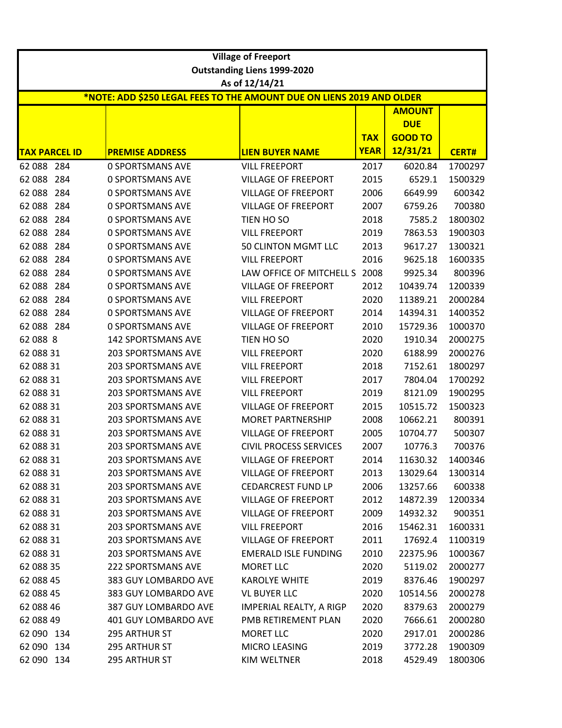**Village of Freeport**
**Outstanding Liens 1999-2020**
**As of 12/14/21**

***NOTE: ADD $250 LEGAL FEES TO THE AMOUNT DUE ON LIENS 2019 AND OLDER**

| TAX PARCEL ID | PREMISE ADDRESS | LIEN BUYER NAME | TAX YEAR | AMOUNT DUE GOOD TO 12/31/21 | CERT# |
|---|---|---|---|---|---|
| 62 088 284 | 0 SPORTSMANS AVE | VILL FREEPORT | 2017 | 6020.84 | 1700297 |
| 62 088 284 | 0 SPORTSMANS AVE | VILLAGE OF FREEPORT | 2015 | 6529.1 | 1500329 |
| 62 088 284 | 0 SPORTSMANS AVE | VILLAGE OF FREEPORT | 2006 | 6649.99 | 600342 |
| 62 088 284 | 0 SPORTSMANS AVE | VILLAGE OF FREEPORT | 2007 | 6759.26 | 700380 |
| 62 088 284 | 0 SPORTSMANS AVE | TIEN HO SO | 2018 | 7585.2 | 1800302 |
| 62 088 284 | 0 SPORTSMANS AVE | VILL FREEPORT | 2019 | 7863.53 | 1900303 |
| 62 088 284 | 0 SPORTSMANS AVE | 50 CLINTON MGMT LLC | 2013 | 9617.27 | 1300321 |
| 62 088 284 | 0 SPORTSMANS AVE | VILL FREEPORT | 2016 | 9625.18 | 1600335 |
| 62 088 284 | 0 SPORTSMANS AVE | LAW OFFICE OF MITCHELL S | 2008 | 9925.34 | 800396 |
| 62 088 284 | 0 SPORTSMANS AVE | VILLAGE OF FREEPORT | 2012 | 10439.74 | 1200339 |
| 62 088 284 | 0 SPORTSMANS AVE | VILL FREEPORT | 2020 | 11389.21 | 2000284 |
| 62 088 284 | 0 SPORTSMANS AVE | VILLAGE OF FREEPORT | 2014 | 14394.31 | 1400352 |
| 62 088 284 | 0 SPORTSMANS AVE | VILLAGE OF FREEPORT | 2010 | 15729.36 | 1000370 |
| 62 088 8 | 142 SPORTSMANS AVE | TIEN HO SO | 2020 | 1910.34 | 2000275 |
| 62 088 31 | 203 SPORTSMANS AVE | VILL FREEPORT | 2020 | 6188.99 | 2000276 |
| 62 088 31 | 203 SPORTSMANS AVE | VILL FREEPORT | 2018 | 7152.61 | 1800297 |
| 62 088 31 | 203 SPORTSMANS AVE | VILL FREEPORT | 2017 | 7804.04 | 1700292 |
| 62 088 31 | 203 SPORTSMANS AVE | VILL FREEPORT | 2019 | 8121.09 | 1900295 |
| 62 088 31 | 203 SPORTSMANS AVE | VILLAGE OF FREEPORT | 2015 | 10515.72 | 1500323 |
| 62 088 31 | 203 SPORTSMANS AVE | MORET PARTNERSHIP | 2008 | 10662.21 | 800391 |
| 62 088 31 | 203 SPORTSMANS AVE | VILLAGE OF FREEPORT | 2005 | 10704.77 | 500307 |
| 62 088 31 | 203 SPORTSMANS AVE | CIVIL PROCESS SERVICES | 2007 | 10776.3 | 700376 |
| 62 088 31 | 203 SPORTSMANS AVE | VILLAGE OF FREEPORT | 2014 | 11630.32 | 1400346 |
| 62 088 31 | 203 SPORTSMANS AVE | VILLAGE OF FREEPORT | 2013 | 13029.64 | 1300314 |
| 62 088 31 | 203 SPORTSMANS AVE | CEDARCREST FUND LP | 2006 | 13257.66 | 600338 |
| 62 088 31 | 203 SPORTSMANS AVE | VILLAGE OF FREEPORT | 2012 | 14872.39 | 1200334 |
| 62 088 31 | 203 SPORTSMANS AVE | VILLAGE OF FREEPORT | 2009 | 14932.32 | 900351 |
| 62 088 31 | 203 SPORTSMANS AVE | VILL FREEPORT | 2016 | 15462.31 | 1600331 |
| 62 088 31 | 203 SPORTSMANS AVE | VILLAGE OF FREEPORT | 2011 | 17692.4 | 1100319 |
| 62 088 31 | 203 SPORTSMANS AVE | EMERALD ISLE FUNDING | 2010 | 22375.96 | 1000367 |
| 62 088 35 | 222 SPORTSMANS AVE | MORET LLC | 2020 | 5119.02 | 2000277 |
| 62 088 45 | 383 GUY LOMBARDO AVE | KAROLYE WHITE | 2019 | 8376.46 | 1900297 |
| 62 088 45 | 383 GUY LOMBARDO AVE | VL BUYER LLC | 2020 | 10514.56 | 2000278 |
| 62 088 46 | 387 GUY LOMBARDO AVE | IMPERIAL REALTY, A RIGP | 2020 | 8379.63 | 2000279 |
| 62 088 49 | 401 GUY LOMBARDO AVE | PMB RETIREMENT PLAN | 2020 | 7666.61 | 2000280 |
| 62 090 134 | 295 ARTHUR ST | MORET LLC | 2020 | 2917.01 | 2000286 |
| 62 090 134 | 295 ARTHUR ST | MICRO LEASING | 2019 | 3772.28 | 1900309 |
| 62 090 134 | 295 ARTHUR ST | KIM WELTNER | 2018 | 4529.49 | 1800306 |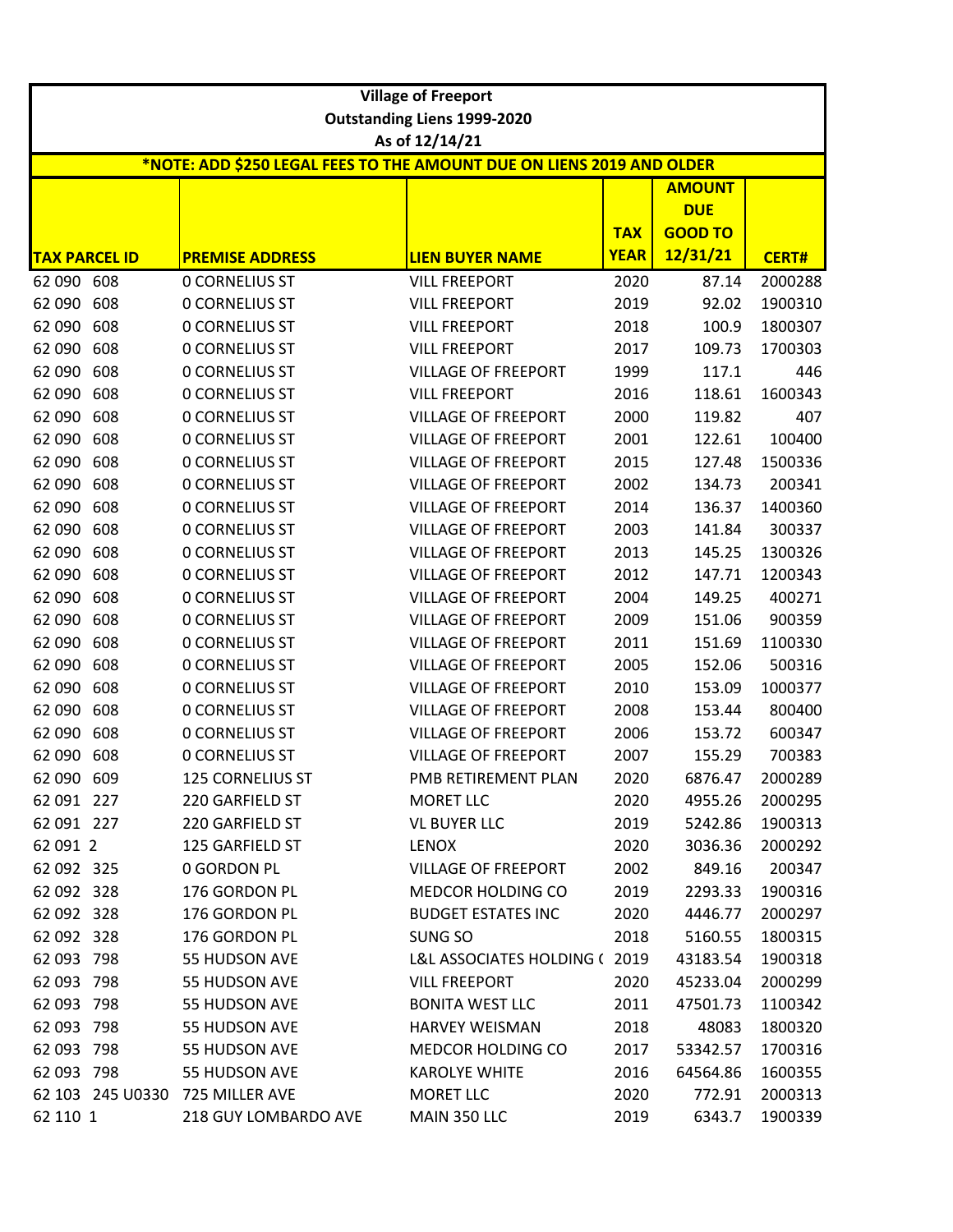| Village of Freeport | | | | | |
|---|---|---|---|---|---|
| Outstanding Liens 1999-2020 | | | | | |
| As of 12/14/21 | | | | | |
| *NOTE: ADD $250 LEGAL FEES TO THE AMOUNT DUE ON LIENS 2019 AND OLDER | | | | | |
| **TAX PARCEL ID** | **PREMISE ADDRESS** | **LIEN BUYER NAME** | **TAX YEAR** | **AMOUNT DUE GOOD TO 12/31/21** | **CERT#** |
| 62 090 608 | 0 CORNELIUS ST | VILL FREEPORT | 2020 | 87.14 | 2000288 |
| 62 090 608 | 0 CORNELIUS ST | VILL FREEPORT | 2019 | 92.02 | 1900310 |
| 62 090 608 | 0 CORNELIUS ST | VILL FREEPORT | 2018 | 100.9 | 1800307 |
| 62 090 608 | 0 CORNELIUS ST | VILL FREEPORT | 2017 | 109.73 | 1700303 |
| 62 090 608 | 0 CORNELIUS ST | VILLAGE OF FREEPORT | 1999 | 117.1 | 446 |
| 62 090 608 | 0 CORNELIUS ST | VILL FREEPORT | 2016 | 118.61 | 1600343 |
| 62 090 608 | 0 CORNELIUS ST | VILLAGE OF FREEPORT | 2000 | 119.82 | 407 |
| 62 090 608 | 0 CORNELIUS ST | VILLAGE OF FREEPORT | 2001 | 122.61 | 100400 |
| 62 090 608 | 0 CORNELIUS ST | VILLAGE OF FREEPORT | 2015 | 127.48 | 1500336 |
| 62 090 608 | 0 CORNELIUS ST | VILLAGE OF FREEPORT | 2002 | 134.73 | 200341 |
| 62 090 608 | 0 CORNELIUS ST | VILLAGE OF FREEPORT | 2014 | 136.37 | 1400360 |
| 62 090 608 | 0 CORNELIUS ST | VILLAGE OF FREEPORT | 2003 | 141.84 | 300337 |
| 62 090 608 | 0 CORNELIUS ST | VILLAGE OF FREEPORT | 2013 | 145.25 | 1300326 |
| 62 090 608 | 0 CORNELIUS ST | VILLAGE OF FREEPORT | 2012 | 147.71 | 1200343 |
| 62 090 608 | 0 CORNELIUS ST | VILLAGE OF FREEPORT | 2004 | 149.25 | 400271 |
| 62 090 608 | 0 CORNELIUS ST | VILLAGE OF FREEPORT | 2009 | 151.06 | 900359 |
| 62 090 608 | 0 CORNELIUS ST | VILLAGE OF FREEPORT | 2011 | 151.69 | 1100330 |
| 62 090 608 | 0 CORNELIUS ST | VILLAGE OF FREEPORT | 2005 | 152.06 | 500316 |
| 62 090 608 | 0 CORNELIUS ST | VILLAGE OF FREEPORT | 2010 | 153.09 | 1000377 |
| 62 090 608 | 0 CORNELIUS ST | VILLAGE OF FREEPORT | 2008 | 153.44 | 800400 |
| 62 090 608 | 0 CORNELIUS ST | VILLAGE OF FREEPORT | 2006 | 153.72 | 600347 |
| 62 090 608 | 0 CORNELIUS ST | VILLAGE OF FREEPORT | 2007 | 155.29 | 700383 |
| 62 090 609 | 125 CORNELIUS ST | PMB RETIREMENT PLAN | 2020 | 6876.47 | 2000289 |
| 62 091 227 | 220 GARFIELD ST | MORET LLC | 2020 | 4955.26 | 2000295 |
| 62 091 227 | 220 GARFIELD ST | VL BUYER LLC | 2019 | 5242.86 | 1900313 |
| 62 091 2 | 125 GARFIELD ST | LENOX | 2020 | 3036.36 | 2000292 |
| 62 092 325 | 0 GORDON PL | VILLAGE OF FREEPORT | 2002 | 849.16 | 200347 |
| 62 092 328 | 176 GORDON PL | MEDCOR HOLDING CO | 2019 | 2293.33 | 1900316 |
| 62 092 328 | 176 GORDON PL | BUDGET ESTATES INC | 2020 | 4446.77 | 2000297 |
| 62 092 328 | 176 GORDON PL | SUNG SO | 2018 | 5160.55 | 1800315 |
| 62 093 798 | 55 HUDSON AVE | L&L ASSOCIATES HOLDING ( | 2019 | 43183.54 | 1900318 |
| 62 093 798 | 55 HUDSON AVE | VILL FREEPORT | 2020 | 45233.04 | 2000299 |
| 62 093 798 | 55 HUDSON AVE | BONITA WEST LLC | 2011 | 47501.73 | 1100342 |
| 62 093 798 | 55 HUDSON AVE | HARVEY WEISMAN | 2018 | 48083 | 1800320 |
| 62 093 798 | 55 HUDSON AVE | MEDCOR HOLDING CO | 2017 | 53342.57 | 1700316 |
| 62 093 798 | 55 HUDSON AVE | KAROLYE WHITE | 2016 | 64564.86 | 1600355 |
| 62 103 245 U0330 | 725 MILLER AVE | MORET LLC | 2020 | 772.91 | 2000313 |
| 62 110 1 | 218 GUY LOMBARDO AVE | MAIN 350 LLC | 2019 | 6343.7 | 1900339 |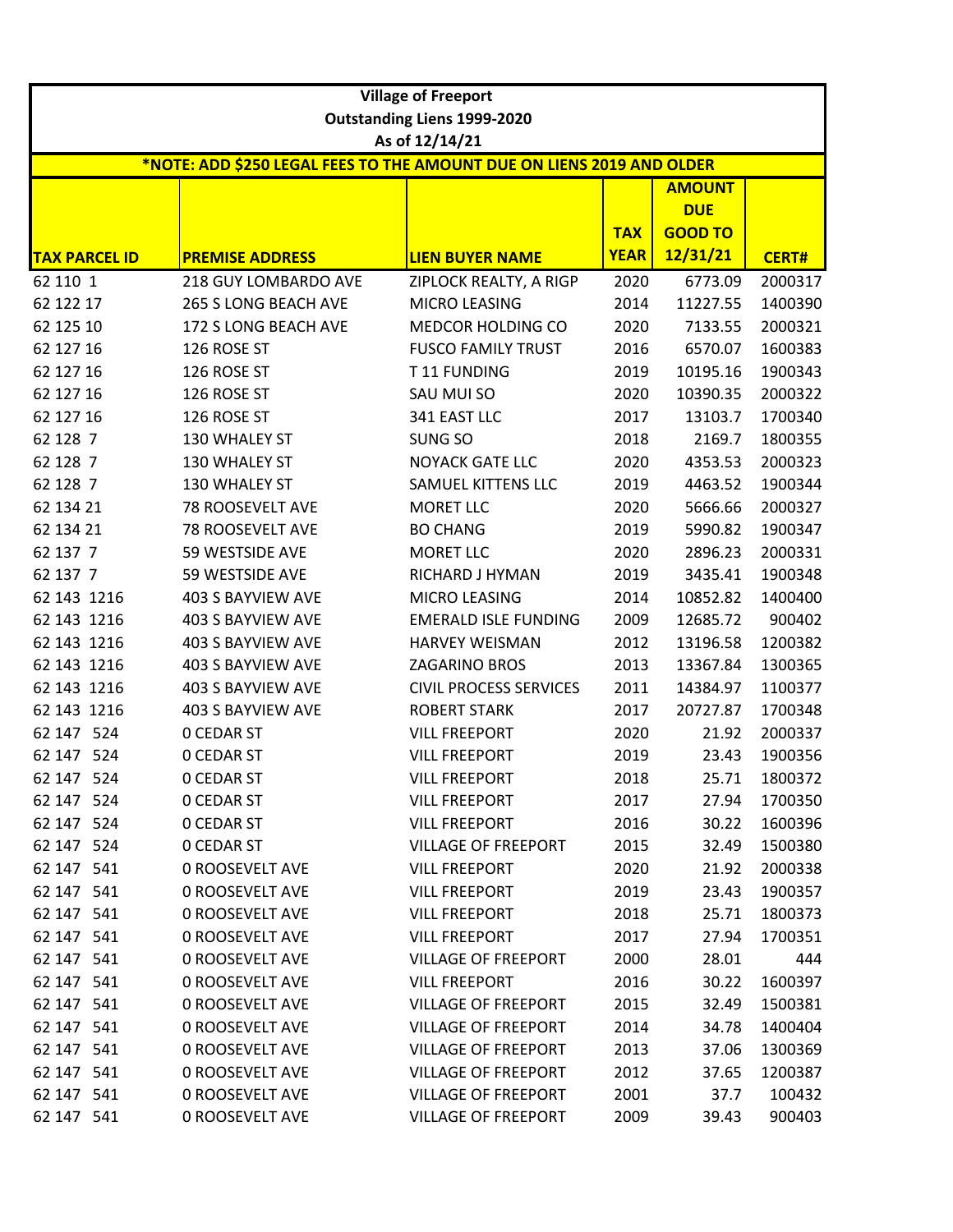**Village of Freeport**
**Outstanding Liens 1999-2020**
**As of 12/14/21**

***NOTE: ADD $250 LEGAL FEES TO THE AMOUNT DUE ON LIENS 2019 AND OLDER**

| TAX PARCEL ID | PREMISE ADDRESS | LIEN BUYER NAME | TAX YEAR | AMOUNT DUE GOOD TO 12/31/21 | CERT# |
|---|---|---|---|---|---|
| 62 110 1 | 218 GUY LOMBARDO AVE | ZIPLOCK REALTY, A RIGP | 2020 | 6773.09 | 2000317 |
| 62 122 17 | 265 S LONG BEACH AVE | MICRO LEASING | 2014 | 11227.55 | 1400390 |
| 62 125 10 | 172 S LONG BEACH AVE | MEDCOR HOLDING CO | 2020 | 7133.55 | 2000321 |
| 62 127 16 | 126 ROSE ST | FUSCO FAMILY TRUST | 2016 | 6570.07 | 1600383 |
| 62 127 16 | 126 ROSE ST | T 11 FUNDING | 2019 | 10195.16 | 1900343 |
| 62 127 16 | 126 ROSE ST | SAU MUI SO | 2020 | 10390.35 | 2000322 |
| 62 127 16 | 126 ROSE ST | 341 EAST LLC | 2017 | 13103.7 | 1700340 |
| 62 128 7 | 130 WHALEY ST | SUNG SO | 2018 | 2169.7 | 1800355 |
| 62 128 7 | 130 WHALEY ST | NOYACK GATE LLC | 2020 | 4353.53 | 2000323 |
| 62 128 7 | 130 WHALEY ST | SAMUEL KITTENS LLC | 2019 | 4463.52 | 1900344 |
| 62 134 21 | 78 ROOSEVELT AVE | MORET LLC | 2020 | 5666.66 | 2000327 |
| 62 134 21 | 78 ROOSEVELT AVE | BO CHANG | 2019 | 5990.82 | 1900347 |
| 62 137 7 | 59 WESTSIDE AVE | MORET LLC | 2020 | 2896.23 | 2000331 |
| 62 137 7 | 59 WESTSIDE AVE | RICHARD J HYMAN | 2019 | 3435.41 | 1900348 |
| 62 143 1216 | 403 S BAYVIEW AVE | MICRO LEASING | 2014 | 10852.82 | 1400400 |
| 62 143 1216 | 403 S BAYVIEW AVE | EMERALD ISLE FUNDING | 2009 | 12685.72 | 900402 |
| 62 143 1216 | 403 S BAYVIEW AVE | HARVEY WEISMAN | 2012 | 13196.58 | 1200382 |
| 62 143 1216 | 403 S BAYVIEW AVE | ZAGARINO BROS | 2013 | 13367.84 | 1300365 |
| 62 143 1216 | 403 S BAYVIEW AVE | CIVIL PROCESS SERVICES | 2011 | 14384.97 | 1100377 |
| 62 143 1216 | 403 S BAYVIEW AVE | ROBERT STARK | 2017 | 20727.87 | 1700348 |
| 62 147 524 | 0 CEDAR ST | VILL FREEPORT | 2020 | 21.92 | 2000337 |
| 62 147 524 | 0 CEDAR ST | VILL FREEPORT | 2019 | 23.43 | 1900356 |
| 62 147 524 | 0 CEDAR ST | VILL FREEPORT | 2018 | 25.71 | 1800372 |
| 62 147 524 | 0 CEDAR ST | VILL FREEPORT | 2017 | 27.94 | 1700350 |
| 62 147 524 | 0 CEDAR ST | VILL FREEPORT | 2016 | 30.22 | 1600396 |
| 62 147 524 | 0 CEDAR ST | VILLAGE OF FREEPORT | 2015 | 32.49 | 1500380 |
| 62 147 541 | 0 ROOSEVELT AVE | VILL FREEPORT | 2020 | 21.92 | 2000338 |
| 62 147 541 | 0 ROOSEVELT AVE | VILL FREEPORT | 2019 | 23.43 | 1900357 |
| 62 147 541 | 0 ROOSEVELT AVE | VILL FREEPORT | 2018 | 25.71 | 1800373 |
| 62 147 541 | 0 ROOSEVELT AVE | VILL FREEPORT | 2017 | 27.94 | 1700351 |
| 62 147 541 | 0 ROOSEVELT AVE | VILLAGE OF FREEPORT | 2000 | 28.01 | 444 |
| 62 147 541 | 0 ROOSEVELT AVE | VILL FREEPORT | 2016 | 30.22 | 1600397 |
| 62 147 541 | 0 ROOSEVELT AVE | VILLAGE OF FREEPORT | 2015 | 32.49 | 1500381 |
| 62 147 541 | 0 ROOSEVELT AVE | VILLAGE OF FREEPORT | 2014 | 34.78 | 1400404 |
| 62 147 541 | 0 ROOSEVELT AVE | VILLAGE OF FREEPORT | 2013 | 37.06 | 1300369 |
| 62 147 541 | 0 ROOSEVELT AVE | VILLAGE OF FREEPORT | 2012 | 37.65 | 1200387 |
| 62 147 541 | 0 ROOSEVELT AVE | VILLAGE OF FREEPORT | 2001 | 37.7 | 100432 |
| 62 147 541 | 0 ROOSEVELT AVE | VILLAGE OF FREEPORT | 2009 | 39.43 | 900403 |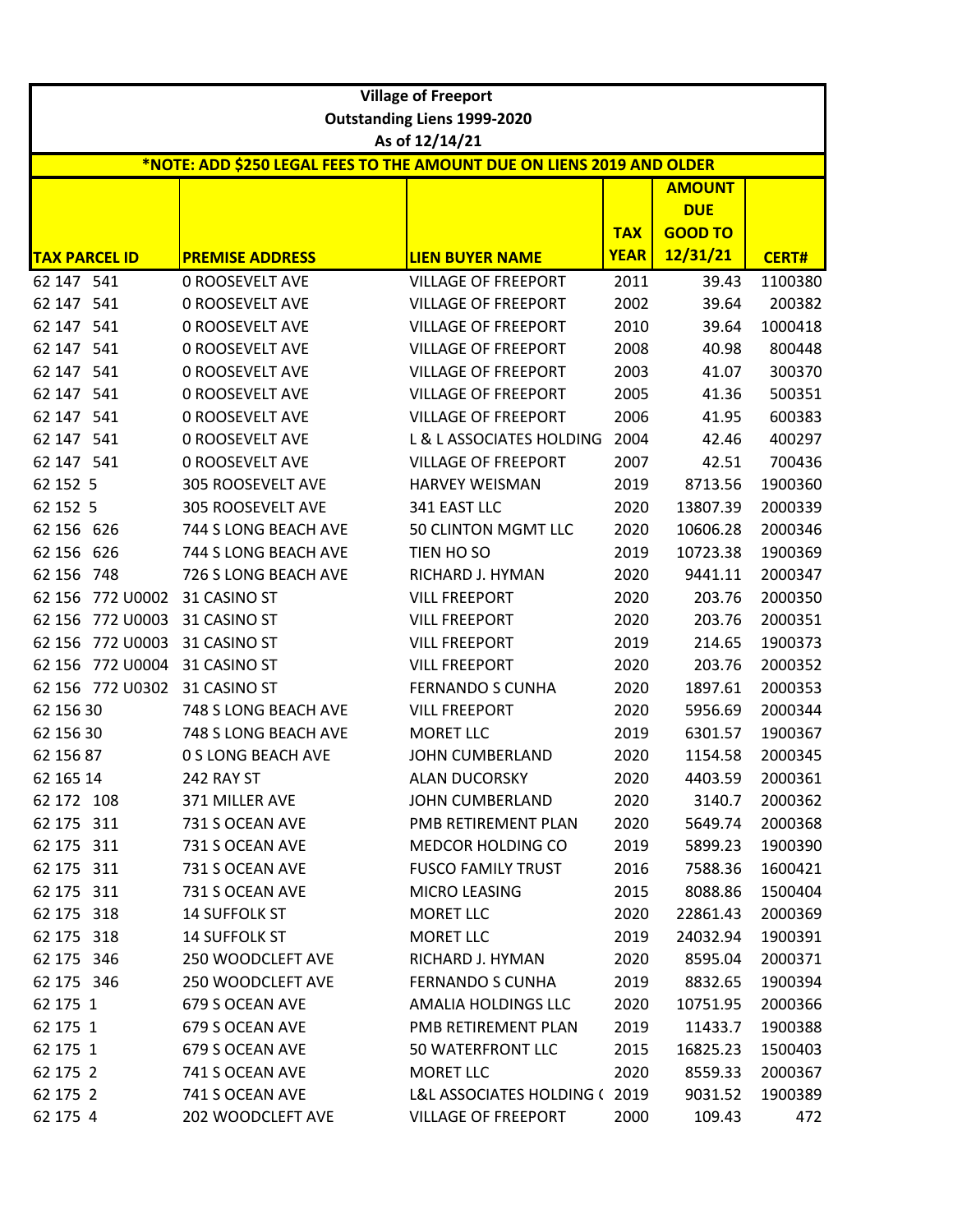| Village of Freeport | | | | | |
|---|---|---|---|---|---|
| Outstanding Liens 1999-2020 | | | | | |
| As of 12/14/21 | | | | | |
| *NOTE: ADD $250 LEGAL FEES TO THE AMOUNT DUE ON LIENS 2019 AND OLDER | | | | | |
| **TAX PARCEL ID** | **PREMISE ADDRESS** | **LIEN BUYER NAME** | **TAX YEAR** | **AMOUNT DUE GOOD TO 12/31/21** | **CERT#** |
| 62 147 541 | 0 ROOSEVELT AVE | VILLAGE OF FREEPORT | 2011 | 39.43 | 1100380 |
| 62 147 541 | 0 ROOSEVELT AVE | VILLAGE OF FREEPORT | 2002 | 39.64 | 200382 |
| 62 147 541 | 0 ROOSEVELT AVE | VILLAGE OF FREEPORT | 2010 | 39.64 | 1000418 |
| 62 147 541 | 0 ROOSEVELT AVE | VILLAGE OF FREEPORT | 2008 | 40.98 | 800448 |
| 62 147 541 | 0 ROOSEVELT AVE | VILLAGE OF FREEPORT | 2003 | 41.07 | 300370 |
| 62 147 541 | 0 ROOSEVELT AVE | VILLAGE OF FREEPORT | 2005 | 41.36 | 500351 |
| 62 147 541 | 0 ROOSEVELT AVE | VILLAGE OF FREEPORT | 2006 | 41.95 | 600383 |
| 62 147 541 | 0 ROOSEVELT AVE | L & L ASSOCIATES HOLDING | 2004 | 42.46 | 400297 |
| 62 147 541 | 0 ROOSEVELT AVE | VILLAGE OF FREEPORT | 2007 | 42.51 | 700436 |
| 62 152 5 | 305 ROOSEVELT AVE | HARVEY WEISMAN | 2019 | 8713.56 | 1900360 |
| 62 152 5 | 305 ROOSEVELT AVE | 341 EAST LLC | 2020 | 13807.39 | 2000339 |
| 62 156 626 | 744 S LONG BEACH AVE | 50 CLINTON MGMT LLC | 2020 | 10606.28 | 2000346 |
| 62 156 626 | 744 S LONG BEACH AVE | TIEN HO SO | 2019 | 10723.38 | 1900369 |
| 62 156 748 | 726 S LONG BEACH AVE | RICHARD J. HYMAN | 2020 | 9441.11 | 2000347 |
| 62 156 772 U0002 | 31 CASINO ST | VILL FREEPORT | 2020 | 203.76 | 2000350 |
| 62 156 772 U0003 | 31 CASINO ST | VILL FREEPORT | 2020 | 203.76 | 2000351 |
| 62 156 772 U0003 | 31 CASINO ST | VILL FREEPORT | 2019 | 214.65 | 1900373 |
| 62 156 772 U0004 | 31 CASINO ST | VILL FREEPORT | 2020 | 203.76 | 2000352 |
| 62 156 772 U0302 | 31 CASINO ST | FERNANDO S CUNHA | 2020 | 1897.61 | 2000353 |
| 62 156 30 | 748 S LONG BEACH AVE | VILL FREEPORT | 2020 | 5956.69 | 2000344 |
| 62 156 30 | 748 S LONG BEACH AVE | MORET LLC | 2019 | 6301.57 | 1900367 |
| 62 156 87 | 0 S LONG BEACH AVE | JOHN CUMBERLAND | 2020 | 1154.58 | 2000345 |
| 62 165 14 | 242 RAY ST | ALAN DUCORSKY | 2020 | 4403.59 | 2000361 |
| 62 172 108 | 371 MILLER AVE | JOHN CUMBERLAND | 2020 | 3140.7 | 2000362 |
| 62 175 311 | 731 S OCEAN AVE | PMB RETIREMENT PLAN | 2020 | 5649.74 | 2000368 |
| 62 175 311 | 731 S OCEAN AVE | MEDCOR HOLDING CO | 2019 | 5899.23 | 1900390 |
| 62 175 311 | 731 S OCEAN AVE | FUSCO FAMILY TRUST | 2016 | 7588.36 | 1600421 |
| 62 175 311 | 731 S OCEAN AVE | MICRO LEASING | 2015 | 8088.86 | 1500404 |
| 62 175 318 | 14 SUFFOLK ST | MORET LLC | 2020 | 22861.43 | 2000369 |
| 62 175 318 | 14 SUFFOLK ST | MORET LLC | 2019 | 24032.94 | 1900391 |
| 62 175 346 | 250 WOODCLEFT AVE | RICHARD J. HYMAN | 2020 | 8595.04 | 2000371 |
| 62 175 346 | 250 WOODCLEFT AVE | FERNANDO S CUNHA | 2019 | 8832.65 | 1900394 |
| 62 175 1 | 679 S OCEAN AVE | AMALIA HOLDINGS LLC | 2020 | 10751.95 | 2000366 |
| 62 175 1 | 679 S OCEAN AVE | PMB RETIREMENT PLAN | 2019 | 11433.7 | 1900388 |
| 62 175 1 | 679 S OCEAN AVE | 50 WATERFRONT LLC | 2015 | 16825.23 | 1500403 |
| 62 175 2 | 741 S OCEAN AVE | MORET LLC | 2020 | 8559.33 | 2000367 |
| 62 175 2 | 741 S OCEAN AVE | L&L ASSOCIATES HOLDING ( | 2019 | 9031.52 | 1900389 |
| 62 175 4 | 202 WOODCLEFT AVE | VILLAGE OF FREEPORT | 2000 | 109.43 | 472 |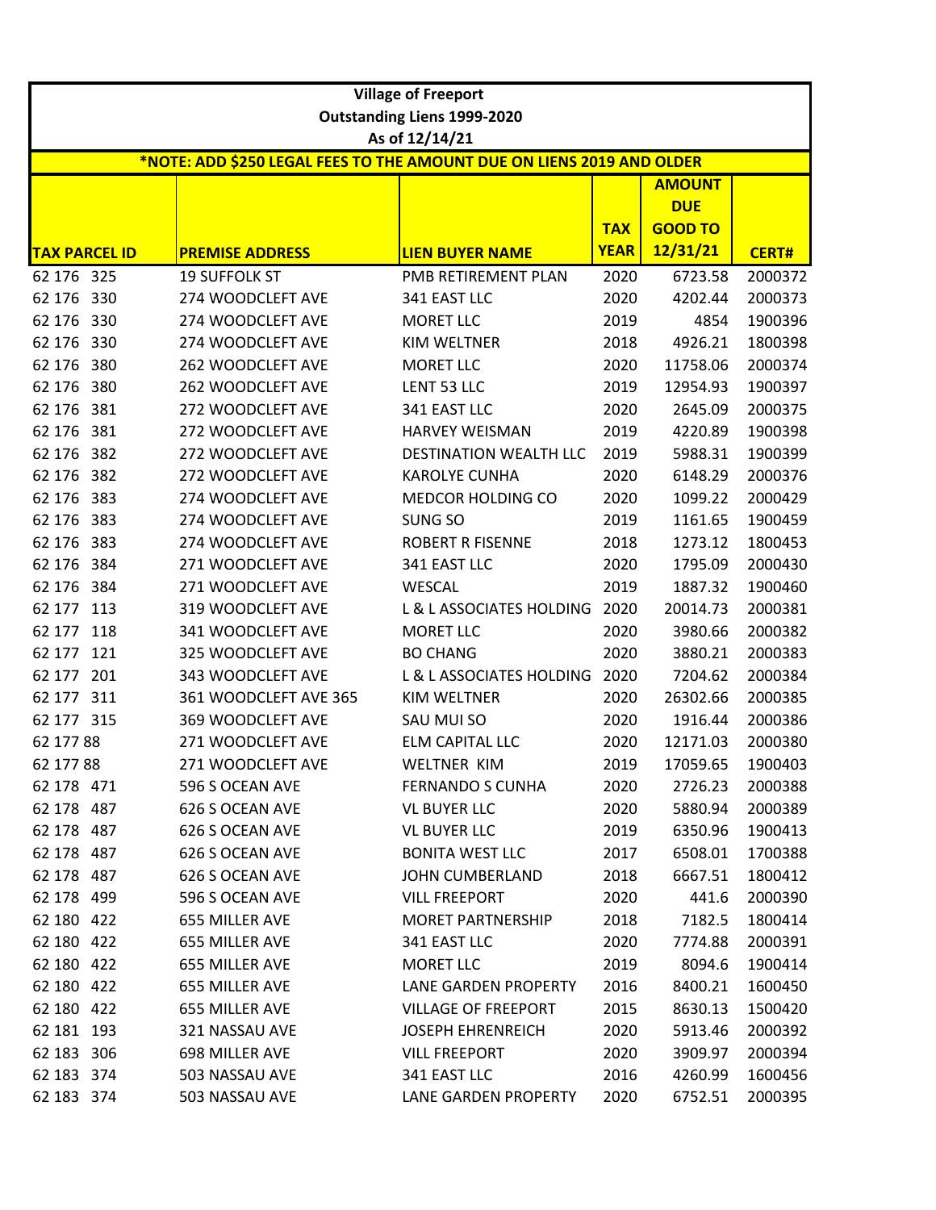# Village of Freeport

## Outstanding Liens 1999-2020

### As of 12/14/21

**\*NOTE: ADD $250 LEGAL FEES TO THE AMOUNT DUE ON LIENS 2019 AND OLDER**

| TAX PARCEL ID | PREMISE ADDRESS | LIEN BUYER NAME | TAX YEAR | AMOUNT DUE GOOD TO 12/31/21 | CERT# |
|---|---|---|---|---|---|
| 62 176 325 | 19 SUFFOLK ST | PMB RETIREMENT PLAN | 2020 | 6723.58 | 2000372 |
| 62 176 330 | 274 WOODCLEFT AVE | 341 EAST LLC | 2020 | 4202.44 | 2000373 |
| 62 176 330 | 274 WOODCLEFT AVE | MORET LLC | 2019 | 4854 | 1900396 |
| 62 176 330 | 274 WOODCLEFT AVE | KIM WELTNER | 2018 | 4926.21 | 1800398 |
| 62 176 380 | 262 WOODCLEFT AVE | MORET LLC | 2020 | 11758.06 | 2000374 |
| 62 176 380 | 262 WOODCLEFT AVE | LENT 53 LLC | 2019 | 12954.93 | 1900397 |
| 62 176 381 | 272 WOODCLEFT AVE | 341 EAST LLC | 2020 | 2645.09 | 2000375 |
| 62 176 381 | 272 WOODCLEFT AVE | HARVEY WEISMAN | 2019 | 4220.89 | 1900398 |
| 62 176 382 | 272 WOODCLEFT AVE | DESTINATION WEALTH LLC | 2019 | 5988.31 | 1900399 |
| 62 176 382 | 272 WOODCLEFT AVE | KAROLYE CUNHA | 2020 | 6148.29 | 2000376 |
| 62 176 383 | 274 WOODCLEFT AVE | MEDCOR HOLDING CO | 2020 | 1099.22 | 2000429 |
| 62 176 383 | 274 WOODCLEFT AVE | SUNG SO | 2019 | 1161.65 | 1900459 |
| 62 176 383 | 274 WOODCLEFT AVE | ROBERT R FISENNE | 2018 | 1273.12 | 1800453 |
| 62 176 384 | 271 WOODCLEFT AVE | 341 EAST LLC | 2020 | 1795.09 | 2000430 |
| 62 176 384 | 271 WOODCLEFT AVE | WESCAL | 2019 | 1887.32 | 1900460 |
| 62 177 113 | 319 WOODCLEFT AVE | L & L ASSOCIATES HOLDING | 2020 | 20014.73 | 2000381 |
| 62 177 118 | 341 WOODCLEFT AVE | MORET LLC | 2020 | 3980.66 | 2000382 |
| 62 177 121 | 325 WOODCLEFT AVE | BO CHANG | 2020 | 3880.21 | 2000383 |
| 62 177 201 | 343 WOODCLEFT AVE | L & L ASSOCIATES HOLDING | 2020 | 7204.62 | 2000384 |
| 62 177 311 | 361 WOODCLEFT AVE 365 | KIM WELTNER | 2020 | 26302.66 | 2000385 |
| 62 177 315 | 369 WOODCLEFT AVE | SAU MUI SO | 2020 | 1916.44 | 2000386 |
| 62 177 88 | 271 WOODCLEFT AVE | ELM CAPITAL LLC | 2020 | 12171.03 | 2000380 |
| 62 177 88 | 271 WOODCLEFT AVE | WELTNER KIM | 2019 | 17059.65 | 1900403 |
| 62 178 471 | 596 S OCEAN AVE | FERNANDO S CUNHA | 2020 | 2726.23 | 2000388 |
| 62 178 487 | 626 S OCEAN AVE | VL BUYER LLC | 2020 | 5880.94 | 2000389 |
| 62 178 487 | 626 S OCEAN AVE | VL BUYER LLC | 2019 | 6350.96 | 1900413 |
| 62 178 487 | 626 S OCEAN AVE | BONITA WEST LLC | 2017 | 6508.01 | 1700388 |
| 62 178 487 | 626 S OCEAN AVE | JOHN CUMBERLAND | 2018 | 6667.51 | 1800412 |
| 62 178 499 | 596 S OCEAN AVE | VILL FREEPORT | 2020 | 441.6 | 2000390 |
| 62 180 422 | 655 MILLER AVE | MORET PARTNERSHIP | 2018 | 7182.5 | 1800414 |
| 62 180 422 | 655 MILLER AVE | 341 EAST LLC | 2020 | 7774.88 | 2000391 |
| 62 180 422 | 655 MILLER AVE | MORET LLC | 2019 | 8094.6 | 1900414 |
| 62 180 422 | 655 MILLER AVE | LANE GARDEN PROPERTY | 2016 | 8400.21 | 1600450 |
| 62 180 422 | 655 MILLER AVE | VILLAGE OF FREEPORT | 2015 | 8630.13 | 1500420 |
| 62 181 193 | 321 NASSAU AVE | JOSEPH EHRENREICH | 2020 | 5913.46 | 2000392 |
| 62 183 306 | 698 MILLER AVE | VILL FREEPORT | 2020 | 3909.97 | 2000394 |
| 62 183 374 | 503 NASSAU AVE | 341 EAST LLC | 2016 | 4260.99 | 1600456 |
| 62 183 374 | 503 NASSAU AVE | LANE GARDEN PROPERTY | 2020 | 6752.51 | 2000395 |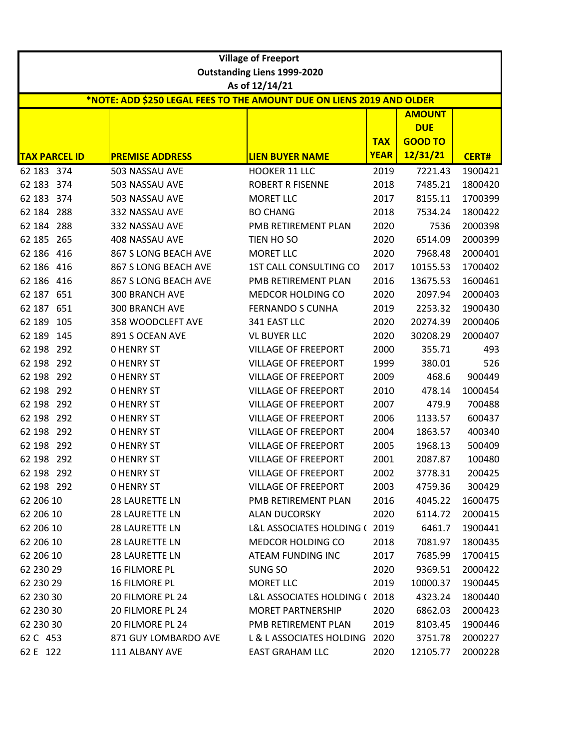**Village of Freeport**
**Outstanding Liens 1999-2020**
**As of 12/14/21**

**\*NOTE: ADD $250 LEGAL FEES TO THE AMOUNT DUE ON LIENS 2019 AND OLDER**

| TAX PARCEL ID | PREMISE ADDRESS | LIEN BUYER NAME | TAX YEAR | AMOUNT DUE GOOD TO 12/31/21 | CERT# |
|---|---|---|---|---|---|
| 62 183 374 | 503 NASSAU AVE | HOOKER 11 LLC | 2019 | 7221.43 | 1900421 |
| 62 183 374 | 503 NASSAU AVE | ROBERT R FISENNE | 2018 | 7485.21 | 1800420 |
| 62 183 374 | 503 NASSAU AVE | MORET LLC | 2017 | 8155.11 | 1700399 |
| 62 184 288 | 332 NASSAU AVE | BO CHANG | 2018 | 7534.24 | 1800422 |
| 62 184 288 | 332 NASSAU AVE | PMB RETIREMENT PLAN | 2020 | 7536 | 2000398 |
| 62 185 265 | 408 NASSAU AVE | TIEN HO SO | 2020 | 6514.09 | 2000399 |
| 62 186 416 | 867 S LONG BEACH AVE | MORET LLC | 2020 | 7968.48 | 2000401 |
| 62 186 416 | 867 S LONG BEACH AVE | 1ST CALL CONSULTING CO | 2017 | 10155.53 | 1700402 |
| 62 186 416 | 867 S LONG BEACH AVE | PMB RETIREMENT PLAN | 2016 | 13675.53 | 1600461 |
| 62 187 651 | 300 BRANCH AVE | MEDCOR HOLDING CO | 2020 | 2097.94 | 2000403 |
| 62 187 651 | 300 BRANCH AVE | FERNANDO S CUNHA | 2019 | 2253.32 | 1900430 |
| 62 189 105 | 358 WOODCLEFT AVE | 341 EAST LLC | 2020 | 20274.39 | 2000406 |
| 62 189 145 | 891 S OCEAN AVE | VL BUYER LLC | 2020 | 30208.29 | 2000407 |
| 62 198 292 | 0 HENRY ST | VILLAGE OF FREEPORT | 2000 | 355.71 | 493 |
| 62 198 292 | 0 HENRY ST | VILLAGE OF FREEPORT | 1999 | 380.01 | 526 |
| 62 198 292 | 0 HENRY ST | VILLAGE OF FREEPORT | 2009 | 468.6 | 900449 |
| 62 198 292 | 0 HENRY ST | VILLAGE OF FREEPORT | 2010 | 478.14 | 1000454 |
| 62 198 292 | 0 HENRY ST | VILLAGE OF FREEPORT | 2007 | 479.9 | 700488 |
| 62 198 292 | 0 HENRY ST | VILLAGE OF FREEPORT | 2006 | 1133.57 | 600437 |
| 62 198 292 | 0 HENRY ST | VILLAGE OF FREEPORT | 2004 | 1863.57 | 400340 |
| 62 198 292 | 0 HENRY ST | VILLAGE OF FREEPORT | 2005 | 1968.13 | 500409 |
| 62 198 292 | 0 HENRY ST | VILLAGE OF FREEPORT | 2001 | 2087.87 | 100480 |
| 62 198 292 | 0 HENRY ST | VILLAGE OF FREEPORT | 2002 | 3778.31 | 200425 |
| 62 198 292 | 0 HENRY ST | VILLAGE OF FREEPORT | 2003 | 4759.36 | 300429 |
| 62 206 10 | 28 LAURETTE LN | PMB RETIREMENT PLAN | 2016 | 4045.22 | 1600475 |
| 62 206 10 | 28 LAURETTE LN | ALAN DUCORSKY | 2020 | 6114.72 | 2000415 |
| 62 206 10 | 28 LAURETTE LN | L&L ASSOCIATES HOLDING ( | 2019 | 6461.7 | 1900441 |
| 62 206 10 | 28 LAURETTE LN | MEDCOR HOLDING CO | 2018 | 7081.97 | 1800435 |
| 62 206 10 | 28 LAURETTE LN | ATEAM FUNDING INC | 2017 | 7685.99 | 1700415 |
| 62 230 29 | 16 FILMORE PL | SUNG SO | 2020 | 9369.51 | 2000422 |
| 62 230 29 | 16 FILMORE PL | MORET LLC | 2019 | 10000.37 | 1900445 |
| 62 230 30 | 20 FILMORE PL 24 | L&L ASSOCIATES HOLDING ( | 2018 | 4323.24 | 1800440 |
| 62 230 30 | 20 FILMORE PL 24 | MORET PARTNERSHIP | 2020 | 6862.03 | 2000423 |
| 62 230 30 | 20 FILMORE PL 24 | PMB RETIREMENT PLAN | 2019 | 8103.45 | 1900446 |
| 62 C 453 | 871 GUY LOMBARDO AVE | L & L ASSOCIATES HOLDING | 2020 | 3751.78 | 2000227 |
| 62 E 122 | 111 ALBANY AVE | EAST GRAHAM LLC | 2020 | 12105.77 | 2000228 |